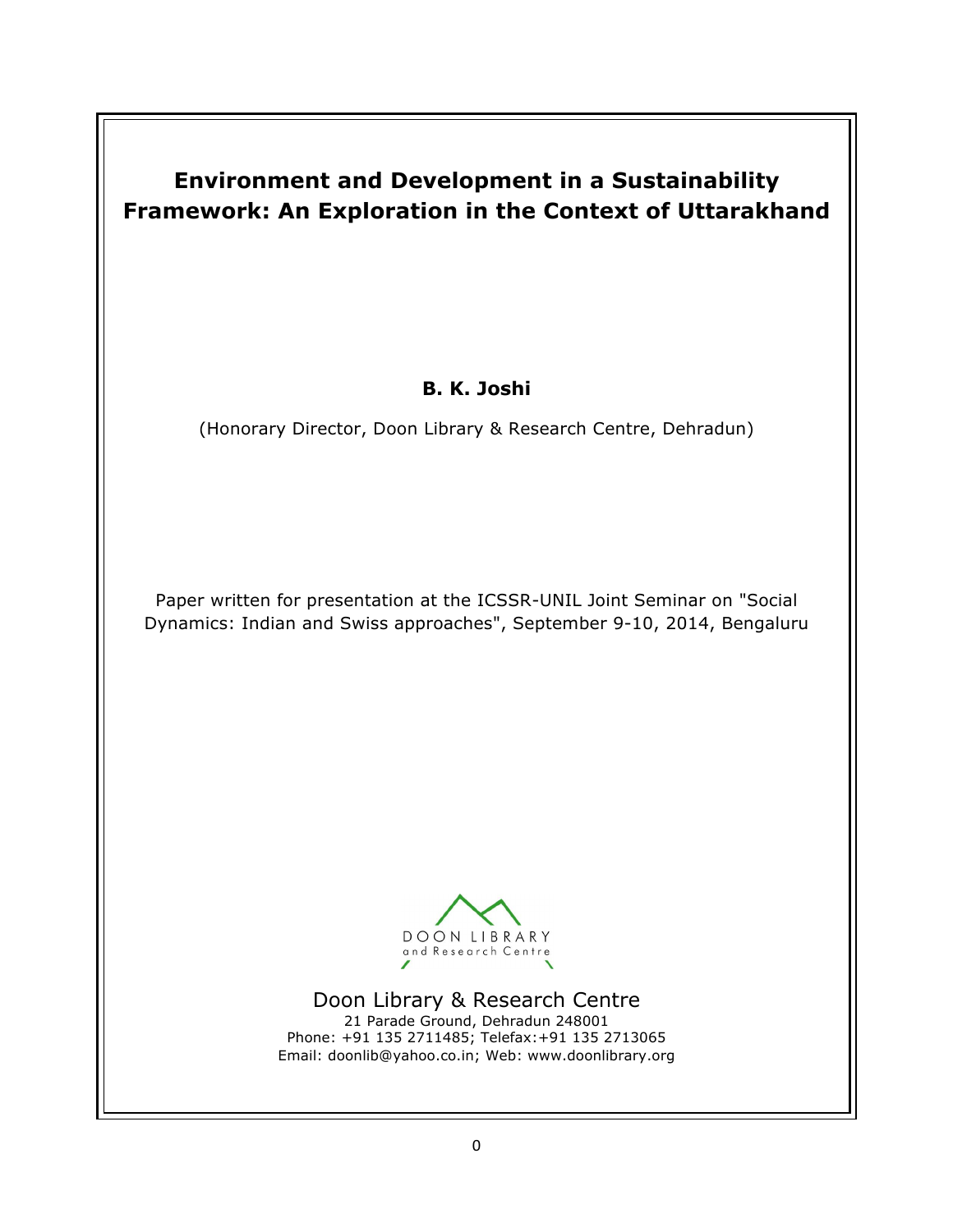# Environment and Development in a Sustainability Framework: An Exploration in the Context of Uttarakhand

**B. K. Joshi**

(Honorary Director, Doon Library & Research Centre, Dehradun)

Paper written for presentation at the ICSSR-UNIL Joint Seminar on "Social Dynamics: Indian and Swiss approaches", September 9-10, 2014, Bengaluru

DOON LIBRARY
and Research Centre

Doon Library & Research Centre
21 Parade Ground, Dehradun 248001
Phone: +91 135 2711485; Telefax:+91 135 2713065
Email: doonlib@yahoo.co.in; Web: www.doonlibrary.org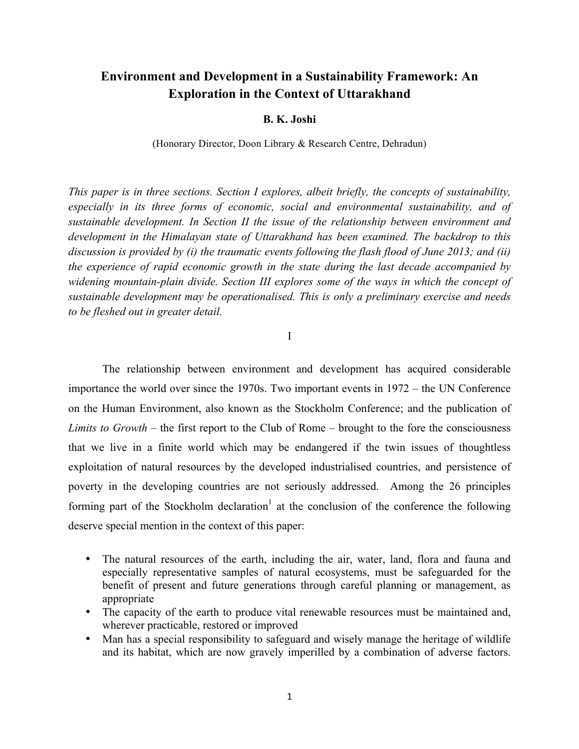# Environment and Development in a Sustainability Framework: An Exploration in the Context of Uttarakhand

**B. K. Joshi**

(Honorary Director, Doon Library & Research Centre, Dehradun)

*This paper is in three sections. Section I explores, albeit briefly, the concepts of sustainability, especially in its three forms of economic, social and environmental sustainability, and of sustainable development. In Section II the issue of the relationship between environment and development in the Himalayan state of Uttarakhand has been examined. The backdrop to this discussion is provided by (i) the traumatic events following the flash flood of June 2013; and (ii) the experience of rapid economic growth in the state during the last decade accompanied by widening mountain-plain divide. Section III explores some of the ways in which the concept of sustainable development may be operationalised. This is only a preliminary exercise and needs to be fleshed out in greater detail.*

## I

The relationship between environment and development has acquired considerable importance the world over since the 1970s. Two important events in 1972 – the UN Conference on the Human Environment, also known as the Stockholm Conference; and the publication of *Limits to Growth* – the first report to the Club of Rome – brought to the fore the consciousness that we live in a finite world which may be endangered if the twin issues of thoughtless exploitation of natural resources by the developed industrialised countries, and persistence of poverty in the developing countries are not seriously addressed. Among the 26 principles forming part of the Stockholm declaration[1] at the conclusion of the conference the following deserve special mention in the context of this paper:

- The natural resources of the earth, including the air, water, land, flora and fauna and especially representative samples of natural ecosystems, must be safeguarded for the benefit of present and future generations through careful planning or management, as appropriate
- The capacity of the earth to produce vital renewable resources must be maintained and, wherever practicable, restored or improved
- Man has a special responsibility to safeguard and wisely manage the heritage of wildlife and its habitat, which are now gravely imperilled by a combination of adverse factors.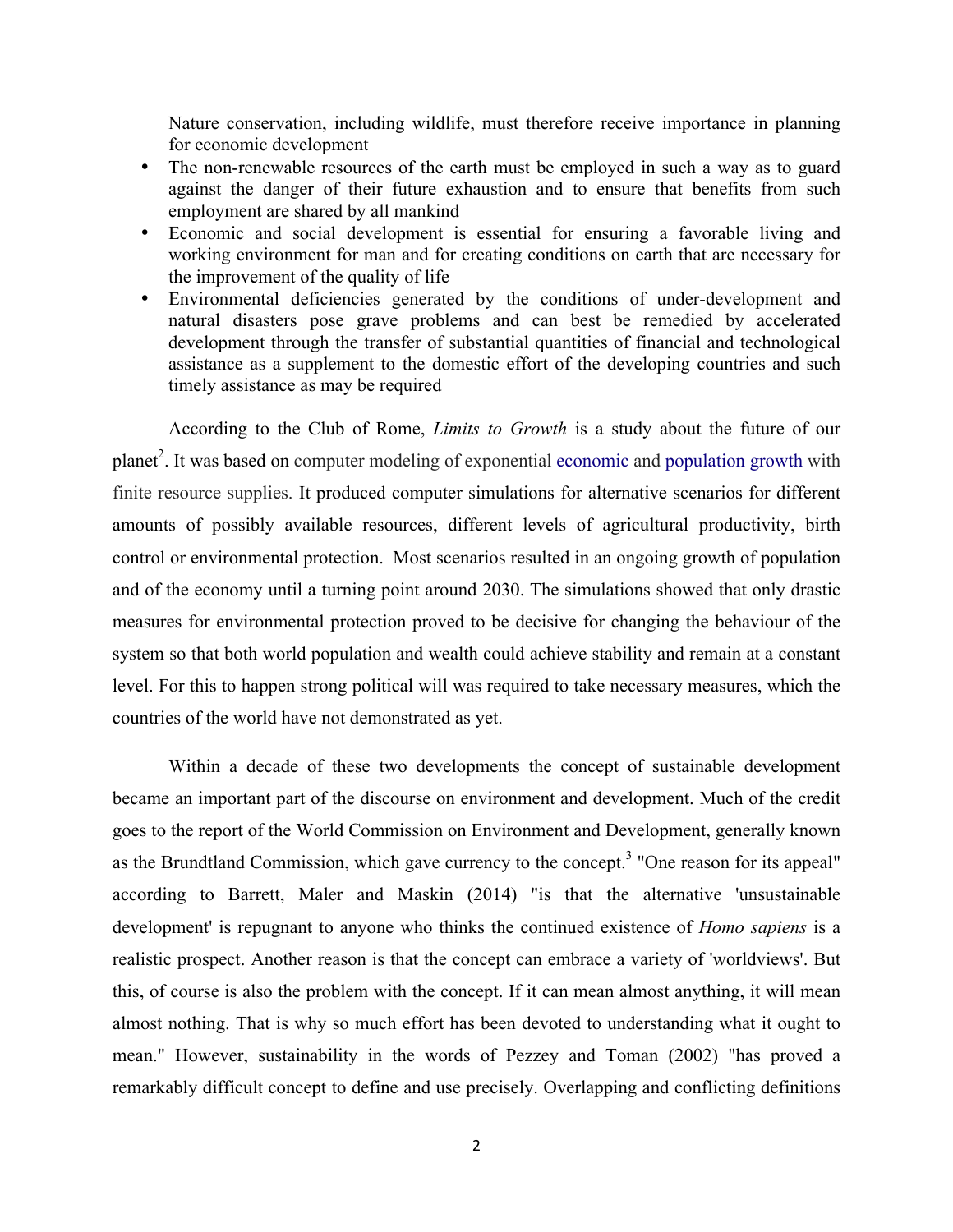Nature conservation, including wildlife, must therefore receive importance in planning for economic development

- The non-renewable resources of the earth must be employed in such a way as to guard against the danger of their future exhaustion and to ensure that benefits from such employment are shared by all mankind
- Economic and social development is essential for ensuring a favorable living and working environment for man and for creating conditions on earth that are necessary for the improvement of the quality of life
- Environmental deficiencies generated by the conditions of under-development and natural disasters pose grave problems and can best be remedied by accelerated development through the transfer of substantial quantities of financial and technological assistance as a supplement to the domestic effort of the developing countries and such timely assistance as may be required

According to the Club of Rome, *Limits to Growth* is a study about the future of our planet[2]. It was based on computer modeling of exponential economic and population growth with finite resource supplies. It produced computer simulations for alternative scenarios for different amounts of possibly available resources, different levels of agricultural productivity, birth control or environmental protection. Most scenarios resulted in an ongoing growth of population and of the economy until a turning point around 2030. The simulations showed that only drastic measures for environmental protection proved to be decisive for changing the behaviour of the system so that both world population and wealth could achieve stability and remain at a constant level. For this to happen strong political will was required to take necessary measures, which the countries of the world have not demonstrated as yet.

Within a decade of these two developments the concept of sustainable development became an important part of the discourse on environment and development. Much of the credit goes to the report of the World Commission on Environment and Development, generally known as the Brundtland Commission, which gave currency to the concept.[3] "One reason for its appeal" according to Barrett, Maler and Maskin (2014) "is that the alternative 'unsustainable development' is repugnant to anyone who thinks the continued existence of *Homo sapiens* is a realistic prospect. Another reason is that the concept can embrace a variety of 'worldviews'. But this, of course is also the problem with the concept. If it can mean almost anything, it will mean almost nothing. That is why so much effort has been devoted to understanding what it ought to mean." However, sustainability in the words of Pezzey and Toman (2002) "has proved a remarkably difficult concept to define and use precisely. Overlapping and conflicting definitions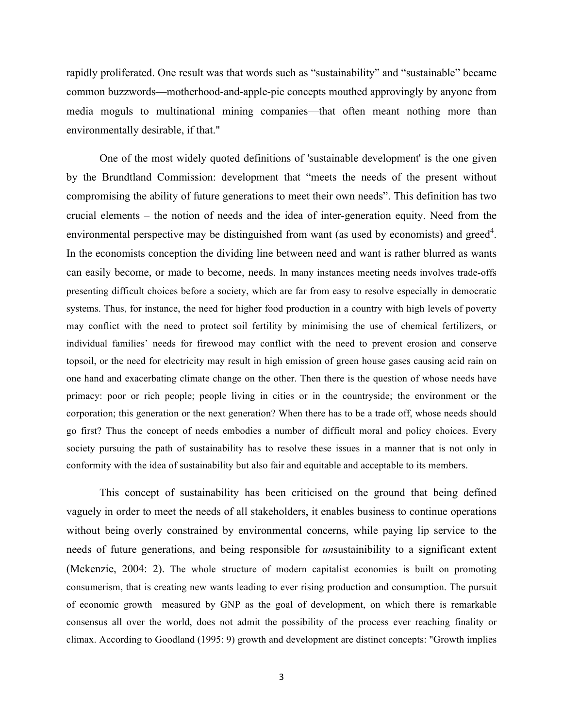rapidly proliferated. One result was that words such as "sustainability" and "sustainable" became common buzzwords—motherhood-and-apple-pie concepts mouthed approvingly by anyone from media moguls to multinational mining companies—that often meant nothing more than environmentally desirable, if that."

One of the most widely quoted definitions of 'sustainable development' is the one given by the Brundtland Commission: development that "meets the needs of the present without compromising the ability of future generations to meet their own needs". This definition has two crucial elements – the notion of needs and the idea of inter-generation equity. Need from the environmental perspective may be distinguished from want (as used by economists) and greed[4]. In the economists conception the dividing line between need and want is rather blurred as wants can easily become, or made to become, needs. In many instances meeting needs involves trade-offs presenting difficult choices before a society, which are far from easy to resolve especially in democratic systems. Thus, for instance, the need for higher food production in a country with high levels of poverty may conflict with the need to protect soil fertility by minimising the use of chemical fertilizers, or individual families' needs for firewood may conflict with the need to prevent erosion and conserve topsoil, or the need for electricity may result in high emission of green house gases causing acid rain on one hand and exacerbating climate change on the other. Then there is the question of whose needs have primacy: poor or rich people; people living in cities or in the countryside; the environment or the corporation; this generation or the next generation? When there has to be a trade off, whose needs should go first? Thus the concept of needs embodies a number of difficult moral and policy choices. Every society pursuing the path of sustainability has to resolve these issues in a manner that is not only in conformity with the idea of sustainability but also fair and equitable and acceptable to its members.

This concept of sustainability has been criticised on the ground that being defined vaguely in order to meet the needs of all stakeholders, it enables business to continue operations without being overly constrained by environmental concerns, while paying lip service to the needs of future generations, and being responsible for *un*sustainibility to a significant extent (Mckenzie, 2004: 2). The whole structure of modern capitalist economies is built on promoting consumerism, that is creating new wants leading to ever rising production and consumption. The pursuit of economic growth measured by GNP as the goal of development, on which there is remarkable consensus all over the world, does not admit the possibility of the process ever reaching finality or climax. According to Goodland (1995: 9) growth and development are distinct concepts: "Growth implies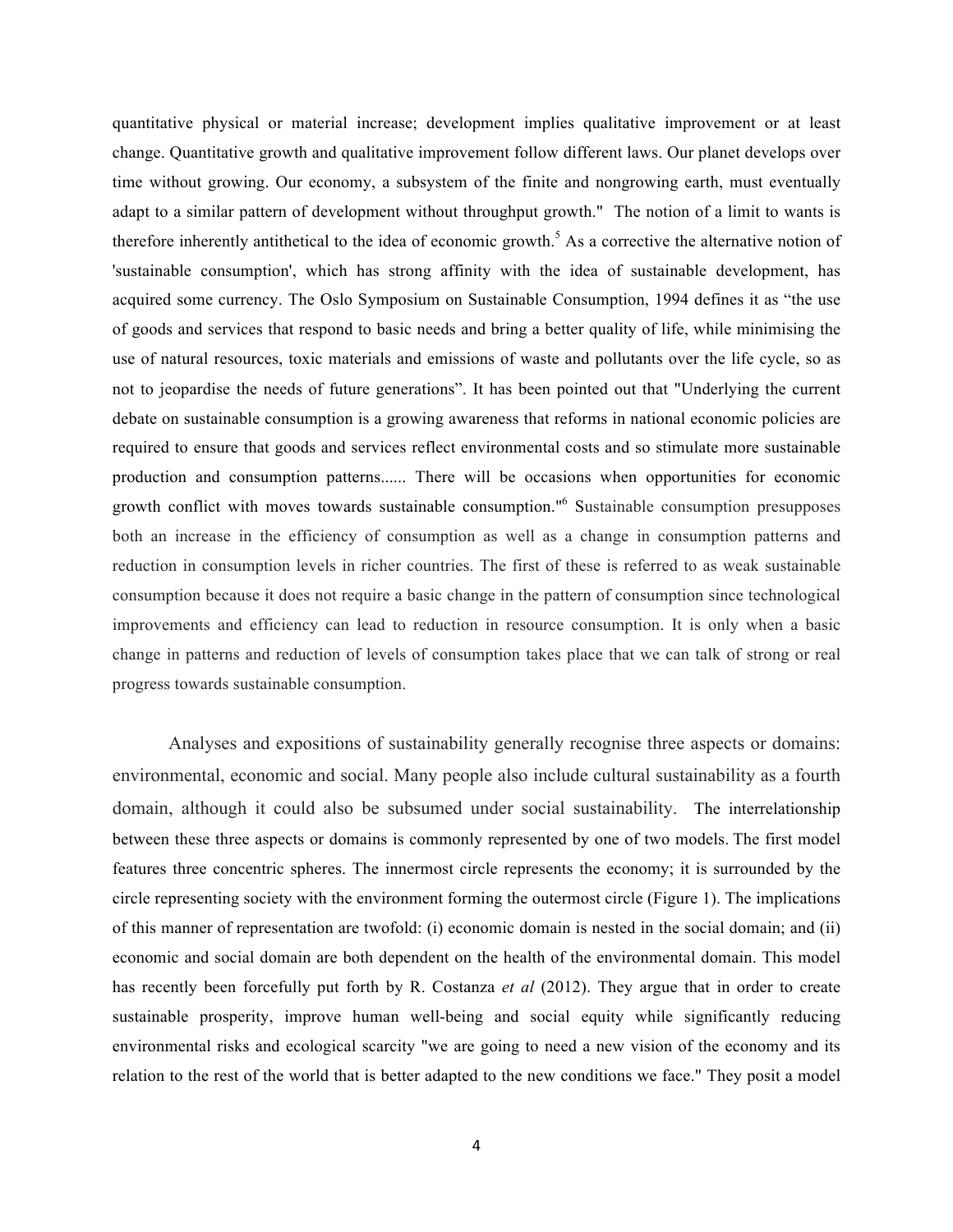quantitative physical or material increase; development implies qualitative improvement or at least change. Quantitative growth and qualitative improvement follow different laws. Our planet develops over time without growing. Our economy, a subsystem of the finite and nongrowing earth, must eventually adapt to a similar pattern of development without throughput growth." The notion of a limit to wants is therefore inherently antithetical to the idea of economic growth.[5] As a corrective the alternative notion of 'sustainable consumption', which has strong affinity with the idea of sustainable development, has acquired some currency. The Oslo Symposium on Sustainable Consumption, 1994 defines it as "the use of goods and services that respond to basic needs and bring a better quality of life, while minimising the use of natural resources, toxic materials and emissions of waste and pollutants over the life cycle, so as not to jeopardise the needs of future generations". It has been pointed out that "Underlying the current debate on sustainable consumption is a growing awareness that reforms in national economic policies are required to ensure that goods and services reflect environmental costs and so stimulate more sustainable production and consumption patterns...... There will be occasions when opportunities for economic growth conflict with moves towards sustainable consumption."[6] Sustainable consumption presupposes both an increase in the efficiency of consumption as well as a change in consumption patterns and reduction in consumption levels in richer countries. The first of these is referred to as weak sustainable consumption because it does not require a basic change in the pattern of consumption since technological improvements and efficiency can lead to reduction in resource consumption. It is only when a basic change in patterns and reduction of levels of consumption takes place that we can talk of strong or real progress towards sustainable consumption.

Analyses and expositions of sustainability generally recognise three aspects or domains: environmental, economic and social. Many people also include cultural sustainability as a fourth domain, although it could also be subsumed under social sustainability. The interrelationship between these three aspects or domains is commonly represented by one of two models. The first model features three concentric spheres. The innermost circle represents the economy; it is surrounded by the circle representing society with the environment forming the outermost circle (Figure 1). The implications of this manner of representation are twofold: (i) economic domain is nested in the social domain; and (ii) economic and social domain are both dependent on the health of the environmental domain. This model has recently been forcefully put forth by R. Costanza *et al* (2012). They argue that in order to create sustainable prosperity, improve human well-being and social equity while significantly reducing environmental risks and ecological scarcity "we are going to need a new vision of the economy and its relation to the rest of the world that is better adapted to the new conditions we face." They posit a model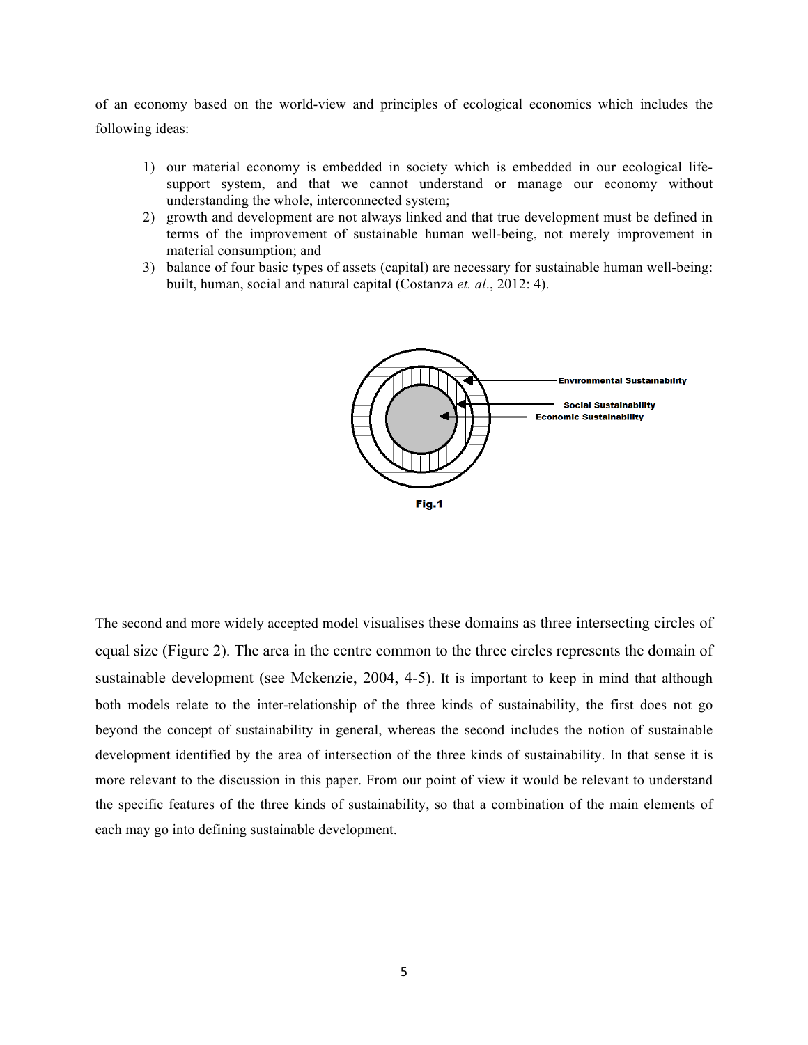of an economy based on the world-view and principles of ecological economics which includes the following ideas:

1) our material economy is embedded in society which is embedded in our ecological life-support system, and that we cannot understand or manage our economy without understanding the whole, interconnected system;
2) growth and development are not always linked and that true development must be defined in terms of the improvement of sustainable human well-being, not merely improvement in material consumption; and
3) balance of four basic types of assets (capital) are necessary for sustainable human well-being: built, human, social and natural capital (Costanza *et. al*., 2012: 4).

Environmental Sustainability

Social Sustainability

Economic Sustainability

**Fig.1**

The second and more widely accepted model visualises these domains as three intersecting circles of equal size (Figure 2). The area in the centre common to the three circles represents the domain of sustainable development (see Mckenzie, 2004, 4-5). It is important to keep in mind that although both models relate to the inter-relationship of the three kinds of sustainability, the first does not go beyond the concept of sustainability in general, whereas the second includes the notion of sustainable development identified by the area of intersection of the three kinds of sustainability. In that sense it is more relevant to the discussion in this paper. From our point of view it would be relevant to understand the specific features of the three kinds of sustainability, so that a combination of the main elements of each may go into defining sustainable development.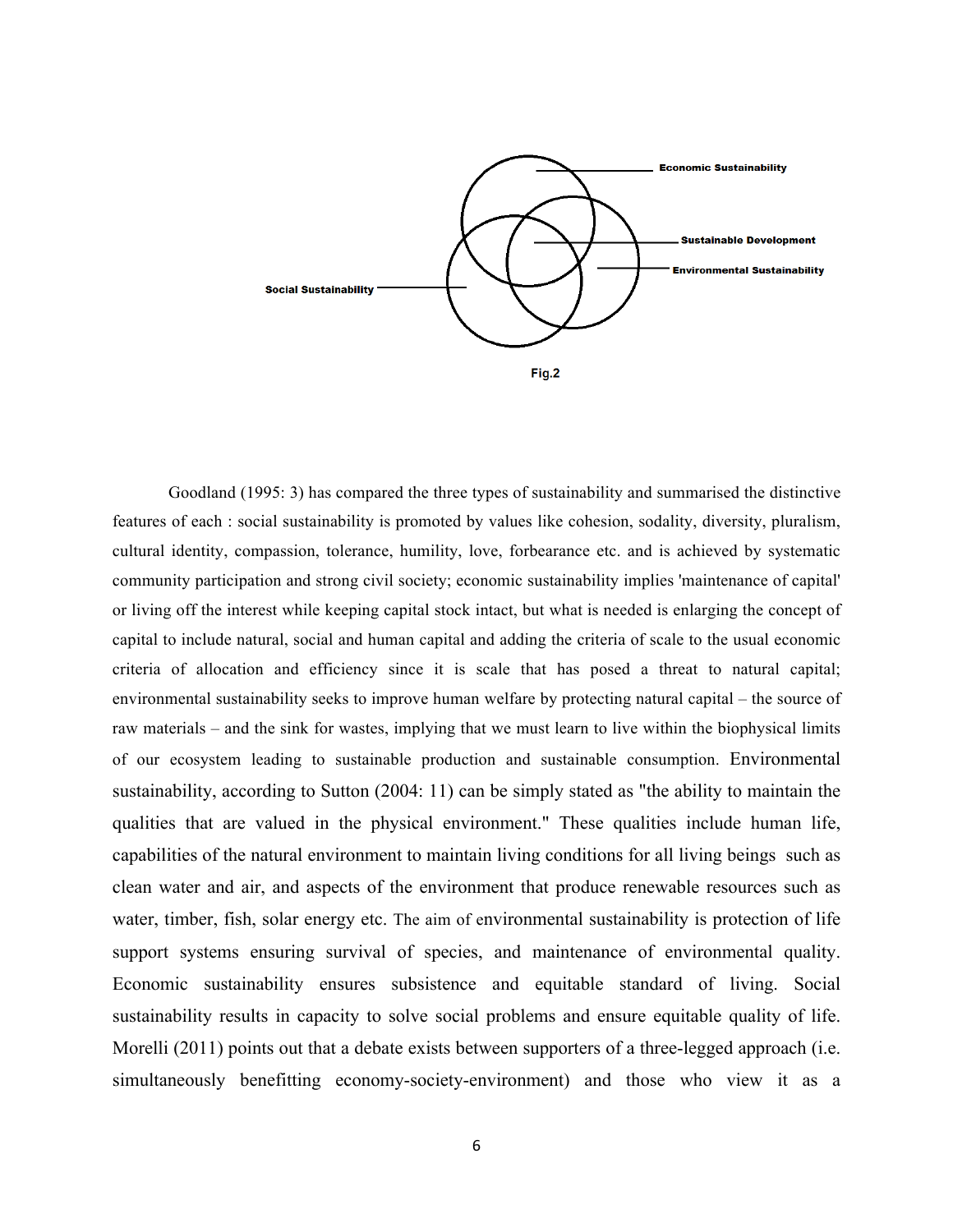Economic Sustainability

Sustainable Development

Environmental Sustainability

Social Sustainability

Fig.2

Goodland (1995: 3) has compared the three types of sustainability and summarised the distinctive features of each : social sustainability is promoted by values like cohesion, sodality, diversity, pluralism, cultural identity, compassion, tolerance, humility, love, forbearance etc. and is achieved by systematic community participation and strong civil society; economic sustainability implies 'maintenance of capital' or living off the interest while keeping capital stock intact, but what is needed is enlarging the concept of capital to include natural, social and human capital and adding the criteria of scale to the usual economic criteria of allocation and efficiency since it is scale that has posed a threat to natural capital; environmental sustainability seeks to improve human welfare by protecting natural capital – the source of raw materials – and the sink for wastes, implying that we must learn to live within the biophysical limits of our ecosystem leading to sustainable production and sustainable consumption. Environmental sustainability, according to Sutton (2004: 11) can be simply stated as "the ability to maintain the qualities that are valued in the physical environment." These qualities include human life, capabilities of the natural environment to maintain living conditions for all living beings such as clean water and air, and aspects of the environment that produce renewable resources such as water, timber, fish, solar energy etc. The aim of environmental sustainability is protection of life support systems ensuring survival of species, and maintenance of environmental quality. Economic sustainability ensures subsistence and equitable standard of living. Social sustainability results in capacity to solve social problems and ensure equitable quality of life. Morelli (2011) points out that a debate exists between supporters of a three-legged approach (i.e. simultaneously benefitting economy-society-environment) and those who view it as a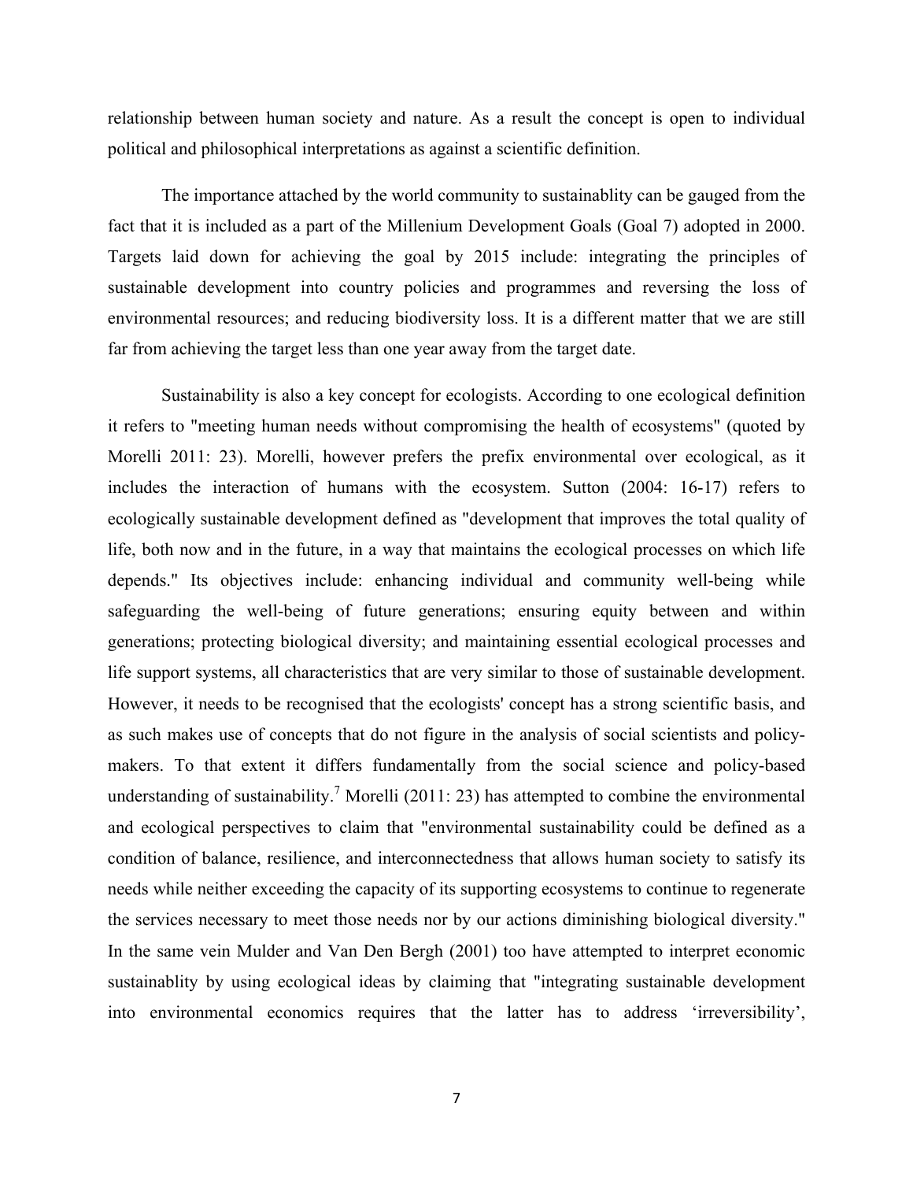relationship between human society and nature. As a result the concept is open to individual political and philosophical interpretations as against a scientific definition.

The importance attached by the world community to sustainablity can be gauged from the fact that it is included as a part of the Millenium Development Goals (Goal 7) adopted in 2000. Targets laid down for achieving the goal by 2015 include: integrating the principles of sustainable development into country policies and programmes and reversing the loss of environmental resources; and reducing biodiversity loss. It is a different matter that we are still far from achieving the target less than one year away from the target date.

Sustainability is also a key concept for ecologists. According to one ecological definition it refers to "meeting human needs without compromising the health of ecosystems" (quoted by Morelli 2011: 23). Morelli, however prefers the prefix environmental over ecological, as it includes the interaction of humans with the ecosystem. Sutton (2004: 16-17) refers to ecologically sustainable development defined as "development that improves the total quality of life, both now and in the future, in a way that maintains the ecological processes on which life depends." Its objectives include: enhancing individual and community well-being while safeguarding the well-being of future generations; ensuring equity between and within generations; protecting biological diversity; and maintaining essential ecological processes and life support systems, all characteristics that are very similar to those of sustainable development. However, it needs to be recognised that the ecologists' concept has a strong scientific basis, and as such makes use of concepts that do not figure in the analysis of social scientists and policy-makers. To that extent it differs fundamentally from the social science and policy-based understanding of sustainability.[7] Morelli (2011: 23) has attempted to combine the environmental and ecological perspectives to claim that "environmental sustainability could be defined as a condition of balance, resilience, and interconnectedness that allows human society to satisfy its needs while neither exceeding the capacity of its supporting ecosystems to continue to regenerate the services necessary to meet those needs nor by our actions diminishing biological diversity." In the same vein Mulder and Van Den Bergh (2001) too have attempted to interpret economic sustainablity by using ecological ideas by claiming that "integrating sustainable development into environmental economics requires that the latter has to address 'irreversibility',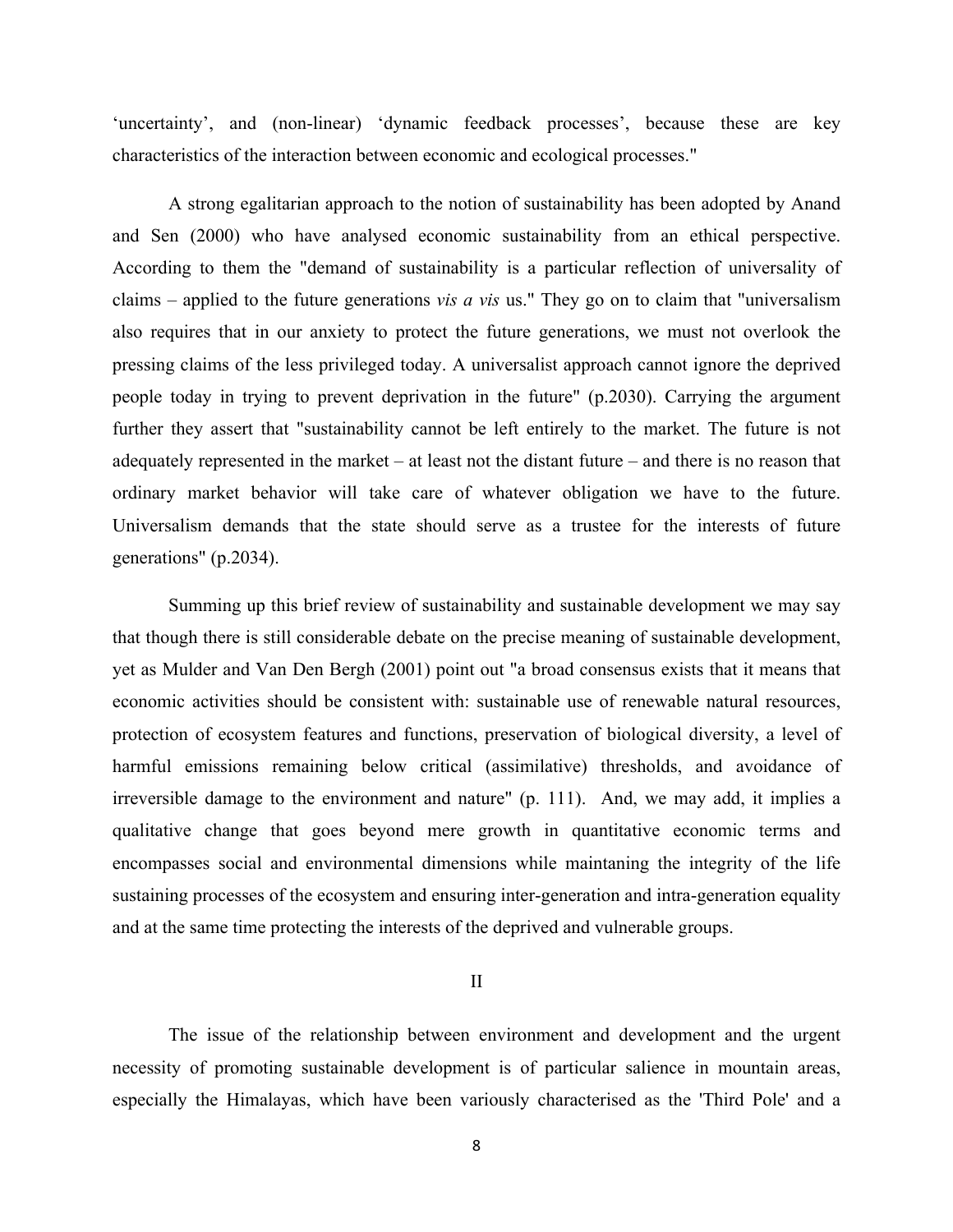'uncertainty', and (non-linear) 'dynamic feedback processes', because these are key characteristics of the interaction between economic and ecological processes."

A strong egalitarian approach to the notion of sustainability has been adopted by Anand and Sen (2000) who have analysed economic sustainability from an ethical perspective. According to them the "demand of sustainability is a particular reflection of universality of claims – applied to the future generations *vis a vis* us." They go on to claim that "universalism also requires that in our anxiety to protect the future generations, we must not overlook the pressing claims of the less privileged today. A universalist approach cannot ignore the deprived people today in trying to prevent deprivation in the future" (p.2030). Carrying the argument further they assert that "sustainability cannot be left entirely to the market. The future is not adequately represented in the market – at least not the distant future – and there is no reason that ordinary market behavior will take care of whatever obligation we have to the future. Universalism demands that the state should serve as a trustee for the interests of future generations" (p.2034).

Summing up this brief review of sustainability and sustainable development we may say that though there is still considerable debate on the precise meaning of sustainable development, yet as Mulder and Van Den Bergh (2001) point out "a broad consensus exists that it means that economic activities should be consistent with: sustainable use of renewable natural resources, protection of ecosystem features and functions, preservation of biological diversity, a level of harmful emissions remaining below critical (assimilative) thresholds, and avoidance of irreversible damage to the environment and nature" (p. 111). And, we may add, it implies a qualitative change that goes beyond mere growth in quantitative economic terms and encompasses social and environmental dimensions while maintaning the integrity of the life sustaining processes of the ecosystem and ensuring inter-generation and intra-generation equality and at the same time protecting the interests of the deprived and vulnerable groups.

## II

The issue of the relationship between environment and development and the urgent necessity of promoting sustainable development is of particular salience in mountain areas, especially the Himalayas, which have been variously characterised as the 'Third Pole' and a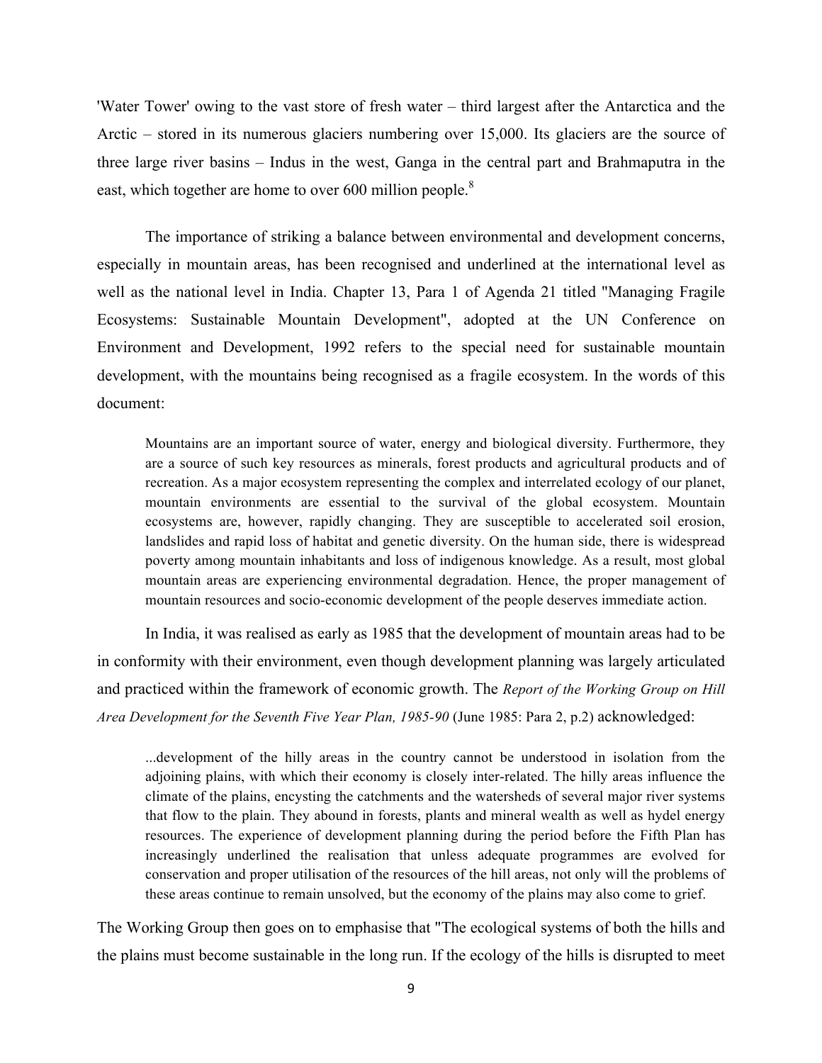'Water Tower' owing to the vast store of fresh water – third largest after the Antarctica and the Arctic – stored in its numerous glaciers numbering over 15,000. Its glaciers are the source of three large river basins – Indus in the west, Ganga in the central part and Brahmaputra in the east, which together are home to over 600 million people.[8]

The importance of striking a balance between environmental and development concerns, especially in mountain areas, has been recognised and underlined at the international level as well as the national level in India. Chapter 13, Para 1 of Agenda 21 titled "Managing Fragile Ecosystems: Sustainable Mountain Development", adopted at the UN Conference on Environment and Development, 1992 refers to the special need for sustainable mountain development, with the mountains being recognised as a fragile ecosystem. In the words of this document:

> Mountains are an important source of water, energy and biological diversity. Furthermore, they are a source of such key resources as minerals, forest products and agricultural products and of recreation. As a major ecosystem representing the complex and interrelated ecology of our planet, mountain environments are essential to the survival of the global ecosystem. Mountain ecosystems are, however, rapidly changing. They are susceptible to accelerated soil erosion, landslides and rapid loss of habitat and genetic diversity. On the human side, there is widespread poverty among mountain inhabitants and loss of indigenous knowledge. As a result, most global mountain areas are experiencing environmental degradation. Hence, the proper management of mountain resources and socio-economic development of the people deserves immediate action.

In India, it was realised as early as 1985 that the development of mountain areas had to be in conformity with their environment, even though development planning was largely articulated and practiced within the framework of economic growth. The *Report of the Working Group on Hill Area Development for the Seventh Five Year Plan, 1985-90* (June 1985: Para 2, p.2) acknowledged:

> ...development of the hilly areas in the country cannot be understood in isolation from the adjoining plains, with which their economy is closely inter-related. The hilly areas influence the climate of the plains, encysting the catchments and the watersheds of several major river systems that flow to the plain. They abound in forests, plants and mineral wealth as well as hydel energy resources. The experience of development planning during the period before the Fifth Plan has increasingly underlined the realisation that unless adequate programmes are evolved for conservation and proper utilisation of the resources of the hill areas, not only will the problems of these areas continue to remain unsolved, but the economy of the plains may also come to grief.

The Working Group then goes on to emphasise that "The ecological systems of both the hills and the plains must become sustainable in the long run. If the ecology of the hills is disrupted to meet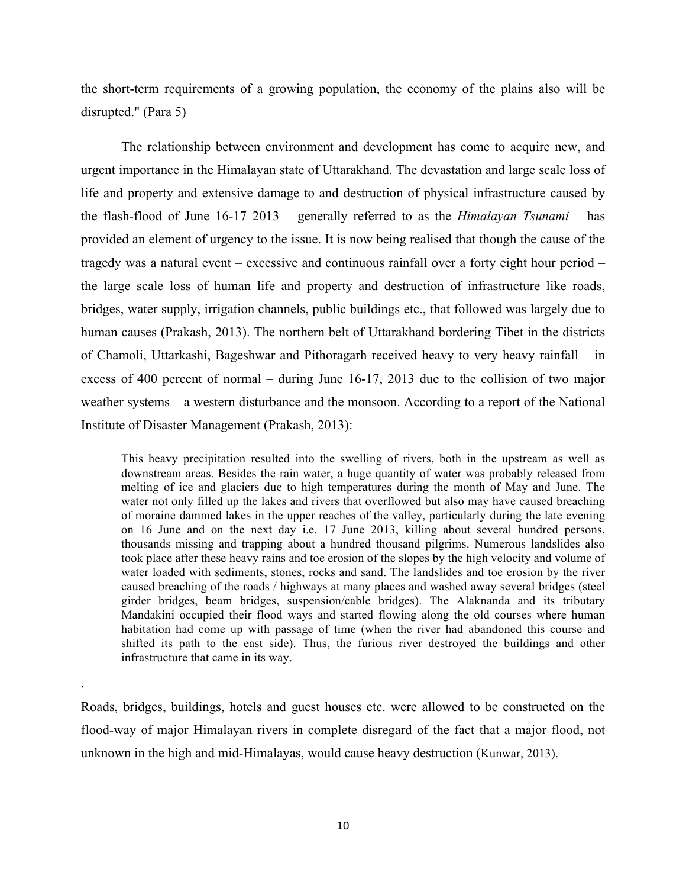the short-term requirements of a growing population, the economy of the plains also will be disrupted." (Para 5)

The relationship between environment and development has come to acquire new, and urgent importance in the Himalayan state of Uttarakhand. The devastation and large scale loss of life and property and extensive damage to and destruction of physical infrastructure caused by the flash-flood of June 16-17 2013 – generally referred to as the *Himalayan Tsunami* – has provided an element of urgency to the issue. It is now being realised that though the cause of the tragedy was a natural event – excessive and continuous rainfall over a forty eight hour period – the large scale loss of human life and property and destruction of infrastructure like roads, bridges, water supply, irrigation channels, public buildings etc., that followed was largely due to human causes (Prakash, 2013). The northern belt of Uttarakhand bordering Tibet in the districts of Chamoli, Uttarkashi, Bageshwar and Pithoragarh received heavy to very heavy rainfall – in excess of 400 percent of normal – during June 16-17, 2013 due to the collision of two major weather systems – a western disturbance and the monsoon. According to a report of the National Institute of Disaster Management (Prakash, 2013):

> This heavy precipitation resulted into the swelling of rivers, both in the upstream as well as downstream areas. Besides the rain water, a huge quantity of water was probably released from melting of ice and glaciers due to high temperatures during the month of May and June. The water not only filled up the lakes and rivers that overflowed but also may have caused breaching of moraine dammed lakes in the upper reaches of the valley, particularly during the late evening on 16 June and on the next day i.e. 17 June 2013, killing about several hundred persons, thousands missing and trapping about a hundred thousand pilgrims. Numerous landslides also took place after these heavy rains and toe erosion of the slopes by the high velocity and volume of water loaded with sediments, stones, rocks and sand. The landslides and toe erosion by the river caused breaching of the roads / highways at many places and washed away several bridges (steel girder bridges, beam bridges, suspension/cable bridges). The Alaknanda and its tributary Mandakini occupied their flood ways and started flowing along the old courses where human habitation had come up with passage of time (when the river had abandoned this course and shifted its path to the east side). Thus, the furious river destroyed the buildings and other infrastructure that came in its way.

.

Roads, bridges, buildings, hotels and guest houses etc. were allowed to be constructed on the flood-way of major Himalayan rivers in complete disregard of the fact that a major flood, not unknown in the high and mid-Himalayas, would cause heavy destruction (Kunwar, 2013).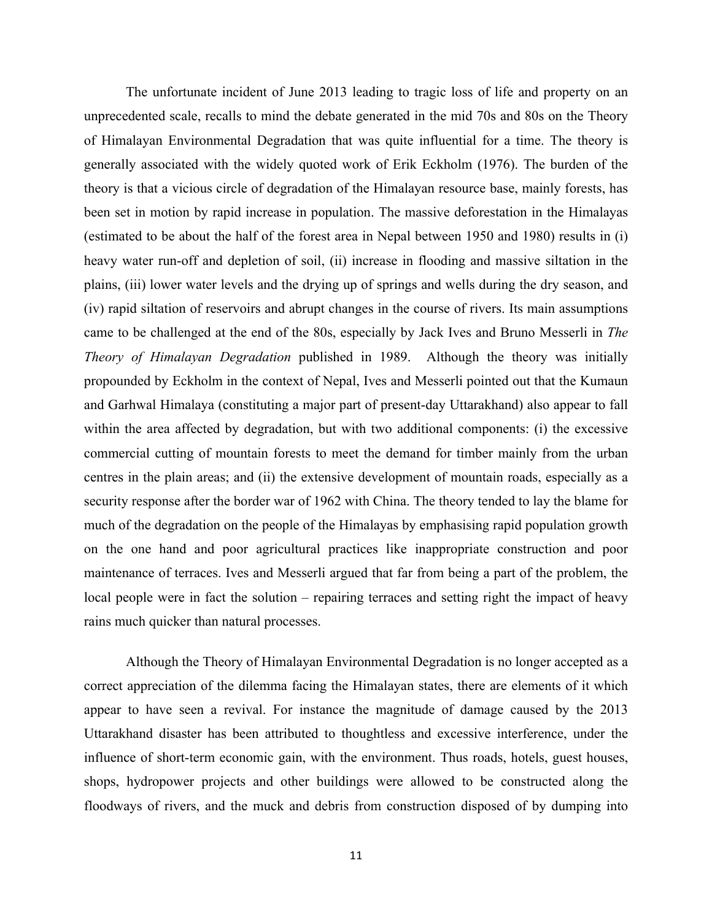The unfortunate incident of June 2013 leading to tragic loss of life and property on an unprecedented scale, recalls to mind the debate generated in the mid 70s and 80s on the Theory of Himalayan Environmental Degradation that was quite influential for a time. The theory is generally associated with the widely quoted work of Erik Eckholm (1976). The burden of the theory is that a vicious circle of degradation of the Himalayan resource base, mainly forests, has been set in motion by rapid increase in population. The massive deforestation in the Himalayas (estimated to be about the half of the forest area in Nepal between 1950 and 1980) results in (i) heavy water run-off and depletion of soil, (ii) increase in flooding and massive siltation in the plains, (iii) lower water levels and the drying up of springs and wells during the dry season, and (iv) rapid siltation of reservoirs and abrupt changes in the course of rivers. Its main assumptions came to be challenged at the end of the 80s, especially by Jack Ives and Bruno Messerli in *The Theory of Himalayan Degradation* published in 1989. Although the theory was initially propounded by Eckholm in the context of Nepal, Ives and Messerli pointed out that the Kumaun and Garhwal Himalaya (constituting a major part of present-day Uttarakhand) also appear to fall within the area affected by degradation, but with two additional components: (i) the excessive commercial cutting of mountain forests to meet the demand for timber mainly from the urban centres in the plain areas; and (ii) the extensive development of mountain roads, especially as a security response after the border war of 1962 with China. The theory tended to lay the blame for much of the degradation on the people of the Himalayas by emphasising rapid population growth on the one hand and poor agricultural practices like inappropriate construction and poor maintenance of terraces. Ives and Messerli argued that far from being a part of the problem, the local people were in fact the solution – repairing terraces and setting right the impact of heavy rains much quicker than natural processes.

Although the Theory of Himalayan Environmental Degradation is no longer accepted as a correct appreciation of the dilemma facing the Himalayan states, there are elements of it which appear to have seen a revival. For instance the magnitude of damage caused by the 2013 Uttarakhand disaster has been attributed to thoughtless and excessive interference, under the influence of short-term economic gain, with the environment. Thus roads, hotels, guest houses, shops, hydropower projects and other buildings were allowed to be constructed along the floodways of rivers, and the muck and debris from construction disposed of by dumping into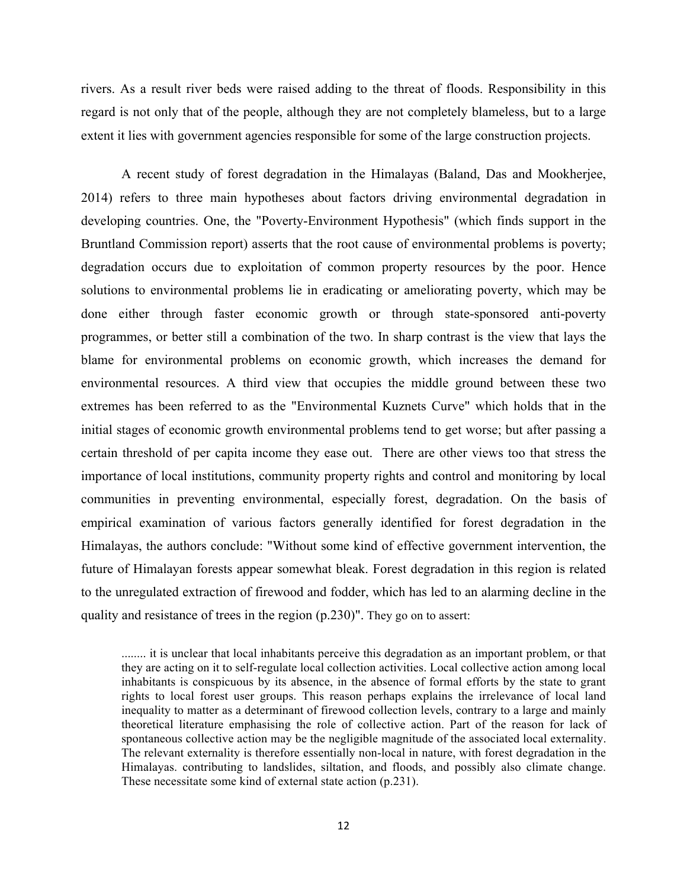rivers. As a result river beds were raised adding to the threat of floods. Responsibility in this regard is not only that of the people, although they are not completely blameless, but to a large extent it lies with government agencies responsible for some of the large construction projects.

A recent study of forest degradation in the Himalayas (Baland, Das and Mookherjee, 2014) refers to three main hypotheses about factors driving environmental degradation in developing countries. One, the "Poverty-Environment Hypothesis" (which finds support in the Bruntland Commission report) asserts that the root cause of environmental problems is poverty; degradation occurs due to exploitation of common property resources by the poor. Hence solutions to environmental problems lie in eradicating or ameliorating poverty, which may be done either through faster economic growth or through state-sponsored anti-poverty programmes, or better still a combination of the two. In sharp contrast is the view that lays the blame for environmental problems on economic growth, which increases the demand for environmental resources. A third view that occupies the middle ground between these two extremes has been referred to as the "Environmental Kuznets Curve" which holds that in the initial stages of economic growth environmental problems tend to get worse; but after passing a certain threshold of per capita income they ease out. There are other views too that stress the importance of local institutions, community property rights and control and monitoring by local communities in preventing environmental, especially forest, degradation. On the basis of empirical examination of various factors generally identified for forest degradation in the Himalayas, the authors conclude: "Without some kind of effective government intervention, the future of Himalayan forests appear somewhat bleak. Forest degradation in this region is related to the unregulated extraction of firewood and fodder, which has led to an alarming decline in the quality and resistance of trees in the region (p.230)". They go on to assert:

> ........ it is unclear that local inhabitants perceive this degradation as an important problem, or that they are acting on it to self-regulate local collection activities. Local collective action among local inhabitants is conspicuous by its absence, in the absence of formal efforts by the state to grant rights to local forest user groups. This reason perhaps explains the irrelevance of local land inequality to matter as a determinant of firewood collection levels, contrary to a large and mainly theoretical literature emphasising the role of collective action. Part of the reason for lack of spontaneous collective action may be the negligible magnitude of the associated local externality. The relevant externality is therefore essentially non-local in nature, with forest degradation in the Himalayas. contributing to landslides, siltation, and floods, and possibly also climate change. These necessitate some kind of external state action (p.231).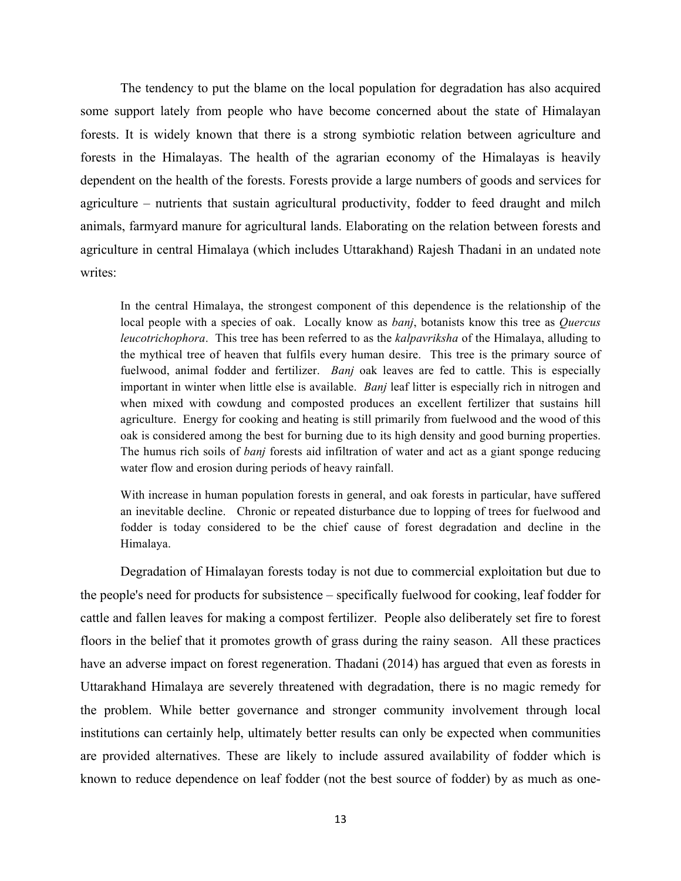The tendency to put the blame on the local population for degradation has also acquired some support lately from people who have become concerned about the state of Himalayan forests. It is widely known that there is a strong symbiotic relation between agriculture and forests in the Himalayas. The health of the agrarian economy of the Himalayas is heavily dependent on the health of the forests. Forests provide a large numbers of goods and services for agriculture – nutrients that sustain agricultural productivity, fodder to feed draught and milch animals, farmyard manure for agricultural lands. Elaborating on the relation between forests and agriculture in central Himalaya (which includes Uttarakhand) Rajesh Thadani in an undated note writes:

> In the central Himalaya, the strongest component of this dependence is the relationship of the local people with a species of oak. Locally know as *banj*, botanists know this tree as *Quercus leucotrichophora*. This tree has been referred to as the *kalpavriksha* of the Himalaya, alluding to the mythical tree of heaven that fulfils every human desire. This tree is the primary source of fuelwood, animal fodder and fertilizer. *Banj* oak leaves are fed to cattle. This is especially important in winter when little else is available. *Banj* leaf litter is especially rich in nitrogen and when mixed with cowdung and composted produces an excellent fertilizer that sustains hill agriculture. Energy for cooking and heating is still primarily from fuelwood and the wood of this oak is considered among the best for burning due to its high density and good burning properties. The humus rich soils of *banj* forests aid infiltration of water and act as a giant sponge reducing water flow and erosion during periods of heavy rainfall.
>
> With increase in human population forests in general, and oak forests in particular, have suffered an inevitable decline. Chronic or repeated disturbance due to lopping of trees for fuelwood and fodder is today considered to be the chief cause of forest degradation and decline in the Himalaya.

Degradation of Himalayan forests today is not due to commercial exploitation but due to the people's need for products for subsistence – specifically fuelwood for cooking, leaf fodder for cattle and fallen leaves for making a compost fertilizer. People also deliberately set fire to forest floors in the belief that it promotes growth of grass during the rainy season. All these practices have an adverse impact on forest regeneration. Thadani (2014) has argued that even as forests in Uttarakhand Himalaya are severely threatened with degradation, there is no magic remedy for the problem. While better governance and stronger community involvement through local institutions can certainly help, ultimately better results can only be expected when communities are provided alternatives. These are likely to include assured availability of fodder which is known to reduce dependence on leaf fodder (not the best source of fodder) by as much as one-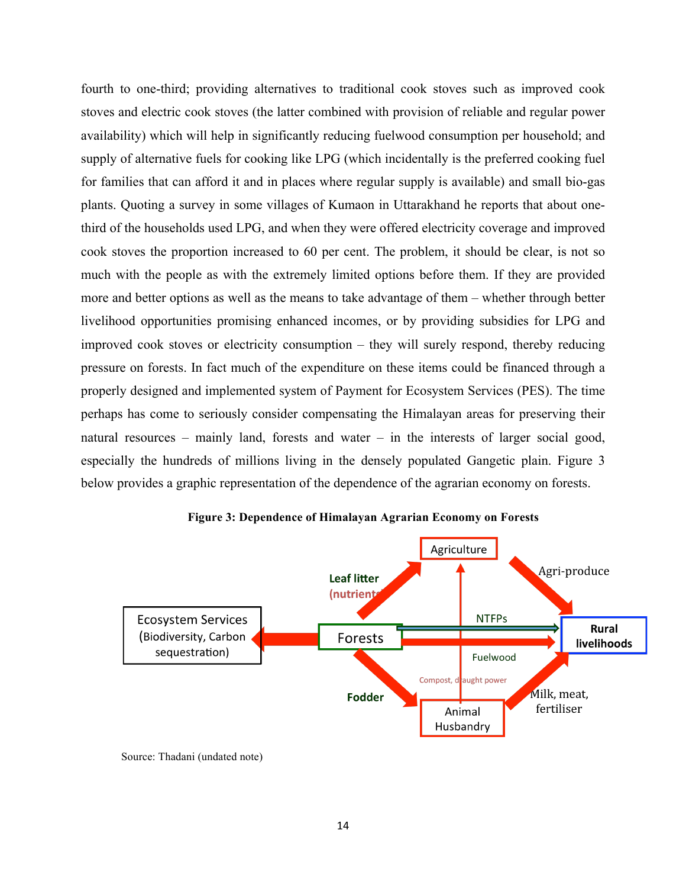fourth to one-third; providing alternatives to traditional cook stoves such as improved cook stoves and electric cook stoves (the latter combined with provision of reliable and regular power availability) which will help in significantly reducing fuelwood consumption per household; and supply of alternative fuels for cooking like LPG (which incidentally is the preferred cooking fuel for families that can afford it and in places where regular supply is available) and small bio-gas plants. Quoting a survey in some villages of Kumaon in Uttarakhand he reports that about one-third of the households used LPG, and when they were offered electricity coverage and improved cook stoves the proportion increased to 60 per cent. The problem, it should be clear, is not so much with the people as with the extremely limited options before them. If they are provided more and better options as well as the means to take advantage of them – whether through better livelihood opportunities promising enhanced incomes, or by providing subsidies for LPG and improved cook stoves or electricity consumption – they will surely respond, thereby reducing pressure on forests. In fact much of the expenditure on these items could be financed through a properly designed and implemented system of Payment for Ecosystem Services (PES). The time perhaps has come to seriously consider compensating the Himalayan areas for preserving their natural resources – mainly land, forests and water – in the interests of larger social good, especially the hundreds of millions living in the densely populated Gangetic plain. Figure 3 below provides a graphic representation of the dependence of the agrarian economy on forests.

**Figure 3: Dependence of Himalayan Agrarian Economy on Forests**

Source: Thadani (undated note)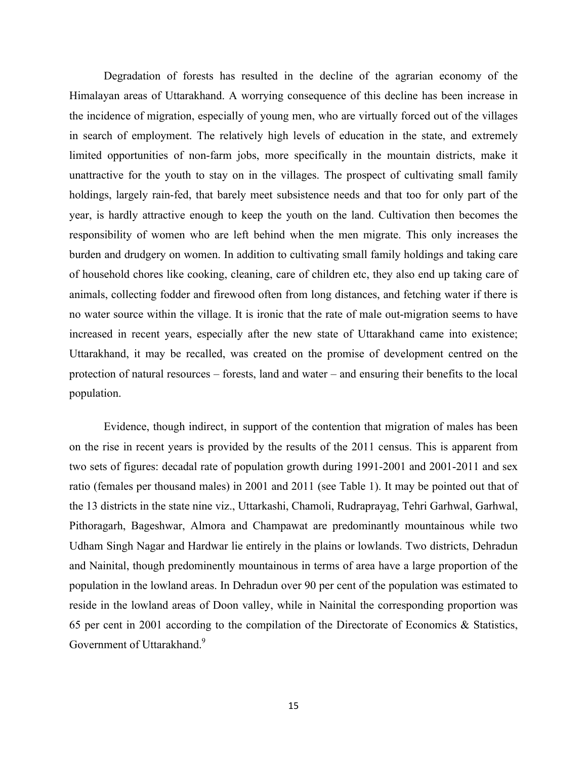Degradation of forests has resulted in the decline of the agrarian economy of the Himalayan areas of Uttarakhand. A worrying consequence of this decline has been increase in the incidence of migration, especially of young men, who are virtually forced out of the villages in search of employment. The relatively high levels of education in the state, and extremely limited opportunities of non-farm jobs, more specifically in the mountain districts, make it unattractive for the youth to stay on in the villages. The prospect of cultivating small family holdings, largely rain-fed, that barely meet subsistence needs and that too for only part of the year, is hardly attractive enough to keep the youth on the land. Cultivation then becomes the responsibility of women who are left behind when the men migrate. This only increases the burden and drudgery on women. In addition to cultivating small family holdings and taking care of household chores like cooking, cleaning, care of children etc, they also end up taking care of animals, collecting fodder and firewood often from long distances, and fetching water if there is no water source within the village. It is ironic that the rate of male out-migration seems to have increased in recent years, especially after the new state of Uttarakhand came into existence; Uttarakhand, it may be recalled, was created on the promise of development centred on the protection of natural resources – forests, land and water – and ensuring their benefits to the local population.

Evidence, though indirect, in support of the contention that migration of males has been on the rise in recent years is provided by the results of the 2011 census. This is apparent from two sets of figures: decadal rate of population growth during 1991-2001 and 2001-2011 and sex ratio (females per thousand males) in 2001 and 2011 (see Table 1). It may be pointed out that of the 13 districts in the state nine viz., Uttarkashi, Chamoli, Rudraprayag, Tehri Garhwal, Garhwal, Pithoragarh, Bageshwar, Almora and Champawat are predominantly mountainous while two Udham Singh Nagar and Hardwar lie entirely in the plains or lowlands. Two districts, Dehradun and Nainital, though predominently mountainous in terms of area have a large proportion of the population in the lowland areas. In Dehradun over 90 per cent of the population was estimated to reside in the lowland areas of Doon valley, while in Nainital the corresponding proportion was 65 per cent in 2001 according to the compilation of the Directorate of Economics & Statistics, Government of Uttarakhand.[9]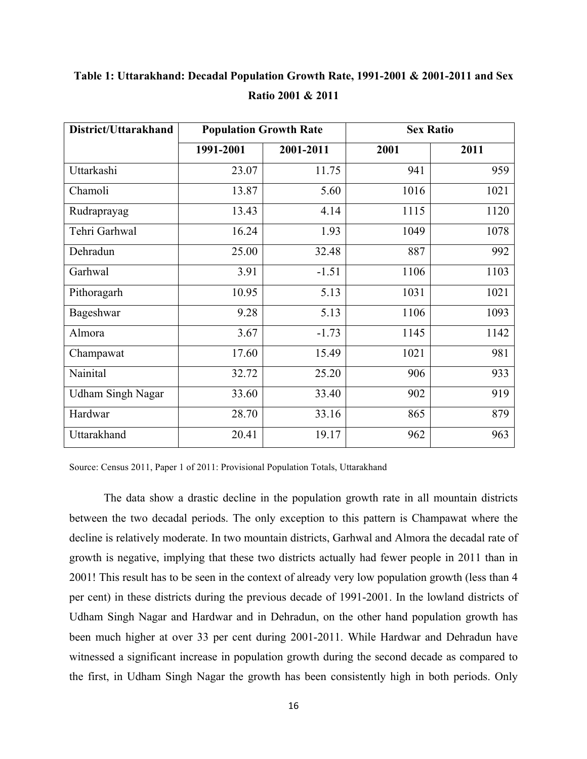**Table 1: Uttarakhand: Decadal Population Growth Rate, 1991-2001 & 2001-2011 and Sex Ratio 2001 & 2011**

| District/Uttarakhand | Population Growth Rate | | Sex Ratio | |
|---|---|---|---|---|
| | 1991-2001 | 2001-2011 | 2001 | 2011 |
| Uttarkashi | 23.07 | 11.75 | 941 | 959 |
| Chamoli | 13.87 | 5.60 | 1016 | 1021 |
| Rudraprayag | 13.43 | 4.14 | 1115 | 1120 |
| Tehri Garhwal | 16.24 | 1.93 | 1049 | 1078 |
| Dehradun | 25.00 | 32.48 | 887 | 992 |
| Garhwal | 3.91 | -1.51 | 1106 | 1103 |
| Pithoragarh | 10.95 | 5.13 | 1031 | 1021 |
| Bageshwar | 9.28 | 5.13 | 1106 | 1093 |
| Almora | 3.67 | -1.73 | 1145 | 1142 |
| Champawat | 17.60 | 15.49 | 1021 | 981 |
| Nainital | 32.72 | 25.20 | 906 | 933 |
| Udham Singh Nagar | 33.60 | 33.40 | 902 | 919 |
| Hardwar | 28.70 | 33.16 | 865 | 879 |
| Uttarakhand | 20.41 | 19.17 | 962 | 963 |

Source: Census 2011, Paper 1 of 2011: Provisional Population Totals, Uttarakhand

The data show a drastic decline in the population growth rate in all mountain districts between the two decadal periods. The only exception to this pattern is Champawat where the decline is relatively moderate. In two mountain districts, Garhwal and Almora the decadal rate of growth is negative, implying that these two districts actually had fewer people in 2011 than in 2001! This result has to be seen in the context of already very low population growth (less than 4 per cent) in these districts during the previous decade of 1991-2001. In the lowland districts of Udham Singh Nagar and Hardwar and in Dehradun, on the other hand population growth has been much higher at over 33 per cent during 2001-2011. While Hardwar and Dehradun have witnessed a significant increase in population growth during the second decade as compared to the first, in Udham Singh Nagar the growth has been consistently high in both periods. Only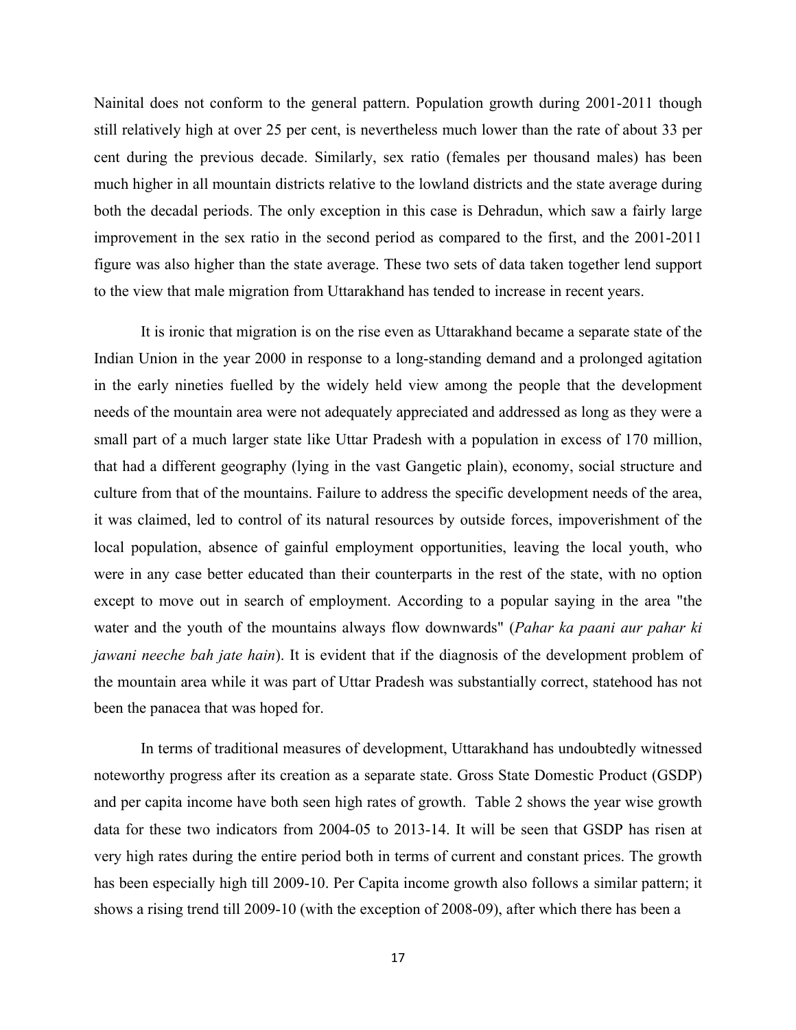Nainital does not conform to the general pattern. Population growth during 2001-2011 though still relatively high at over 25 per cent, is nevertheless much lower than the rate of about 33 per cent during the previous decade. Similarly, sex ratio (females per thousand males) has been much higher in all mountain districts relative to the lowland districts and the state average during both the decadal periods. The only exception in this case is Dehradun, which saw a fairly large improvement in the sex ratio in the second period as compared to the first, and the 2001-2011 figure was also higher than the state average. These two sets of data taken together lend support to the view that male migration from Uttarakhand has tended to increase in recent years.

It is ironic that migration is on the rise even as Uttarakhand became a separate state of the Indian Union in the year 2000 in response to a long-standing demand and a prolonged agitation in the early nineties fuelled by the widely held view among the people that the development needs of the mountain area were not adequately appreciated and addressed as long as they were a small part of a much larger state like Uttar Pradesh with a population in excess of 170 million, that had a different geography (lying in the vast Gangetic plain), economy, social structure and culture from that of the mountains. Failure to address the specific development needs of the area, it was claimed, led to control of its natural resources by outside forces, impoverishment of the local population, absence of gainful employment opportunities, leaving the local youth, who were in any case better educated than their counterparts in the rest of the state, with no option except to move out in search of employment. According to a popular saying in the area "the water and the youth of the mountains always flow downwards" (*Pahar ka paani aur pahar ki jawani neeche bah jate hain*). It is evident that if the diagnosis of the development problem of the mountain area while it was part of Uttar Pradesh was substantially correct, statehood has not been the panacea that was hoped for.

In terms of traditional measures of development, Uttarakhand has undoubtedly witnessed noteworthy progress after its creation as a separate state. Gross State Domestic Product (GSDP) and per capita income have both seen high rates of growth. Table 2 shows the year wise growth data for these two indicators from 2004-05 to 2013-14. It will be seen that GSDP has risen at very high rates during the entire period both in terms of current and constant prices. The growth has been especially high till 2009-10. Per Capita income growth also follows a similar pattern; it shows a rising trend till 2009-10 (with the exception of 2008-09), after which there has been a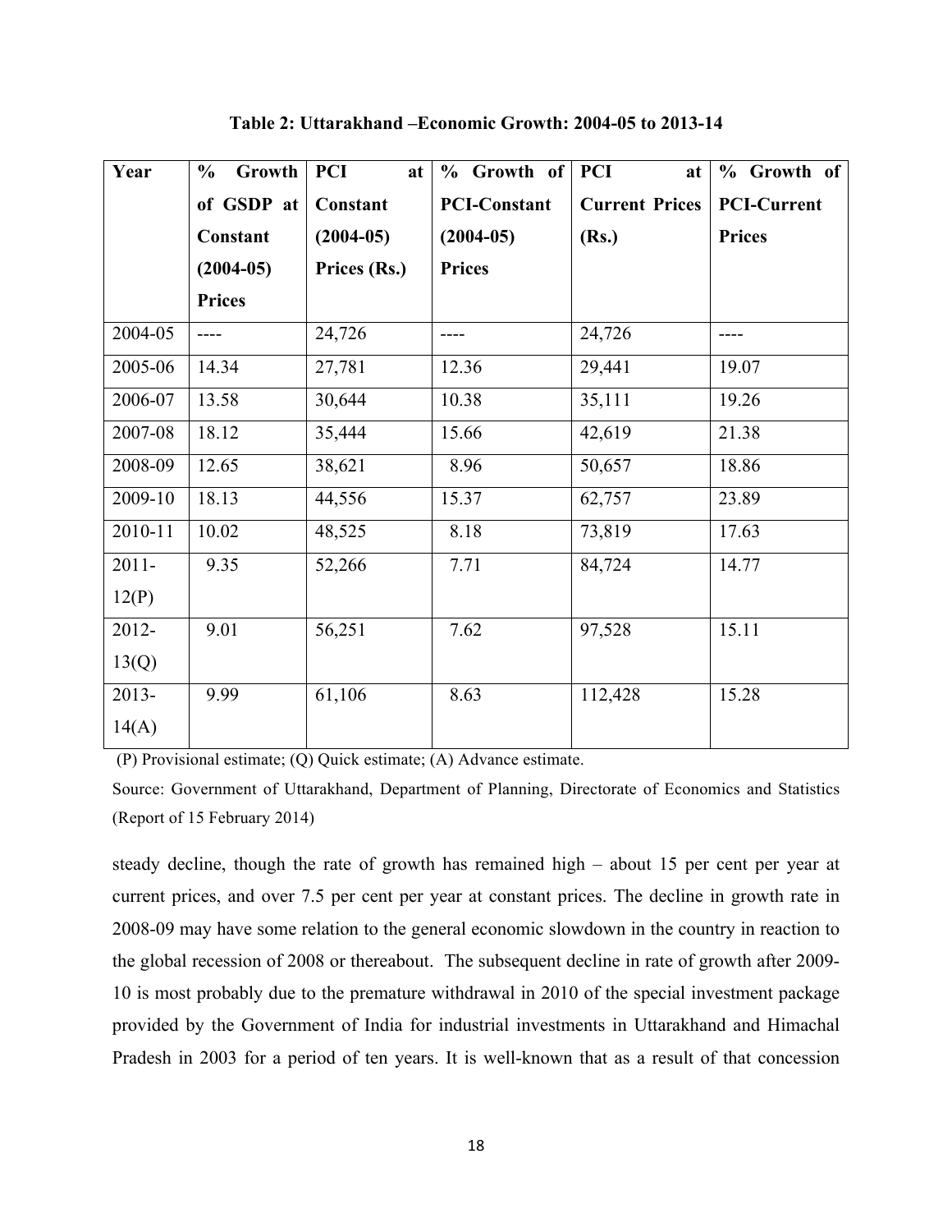**Table 2: Uttarakhand –Economic Growth: 2004-05 to 2013-14**

| Year | % Growth of GSDP at Constant (2004-05) Prices | PCI at Constant (2004-05) Prices (Rs.) | % Growth of PCI-Constant (2004-05) Prices | PCI at Current Prices (Rs.) | % Growth of PCI-Current Prices |
|---|---|---|---|---|---|
| 2004-05 | ---- | 24,726 | ---- | 24,726 | ---- |
| 2005-06 | 14.34 | 27,781 | 12.36 | 29,441 | 19.07 |
| 2006-07 | 13.58 | 30,644 | 10.38 | 35,111 | 19.26 |
| 2007-08 | 18.12 | 35,444 | 15.66 | 42,619 | 21.38 |
| 2008-09 | 12.65 | 38,621 | 8.96 | 50,657 | 18.86 |
| 2009-10 | 18.13 | 44,556 | 15.37 | 62,757 | 23.89 |
| 2010-11 | 10.02 | 48,525 | 8.18 | 73,819 | 17.63 |
| 2011-12(P) | 9.35 | 52,266 | 7.71 | 84,724 | 14.77 |
| 2012-13(Q) | 9.01 | 56,251 | 7.62 | 97,528 | 15.11 |
| 2013-14(A) | 9.99 | 61,106 | 8.63 | 112,428 | 15.28 |

(P) Provisional estimate; (Q) Quick estimate; (A) Advance estimate.

Source: Government of Uttarakhand, Department of Planning, Directorate of Economics and Statistics (Report of 15 February 2014)

steady decline, though the rate of growth has remained high – about 15 per cent per year at current prices, and over 7.5 per cent per year at constant prices. The decline in growth rate in 2008-09 may have some relation to the general economic slowdown in the country in reaction to the global recession of 2008 or thereabout. The subsequent decline in rate of growth after 2009-10 is most probably due to the premature withdrawal in 2010 of the special investment package provided by the Government of India for industrial investments in Uttarakhand and Himachal Pradesh in 2003 for a period of ten years. It is well-known that as a result of that concession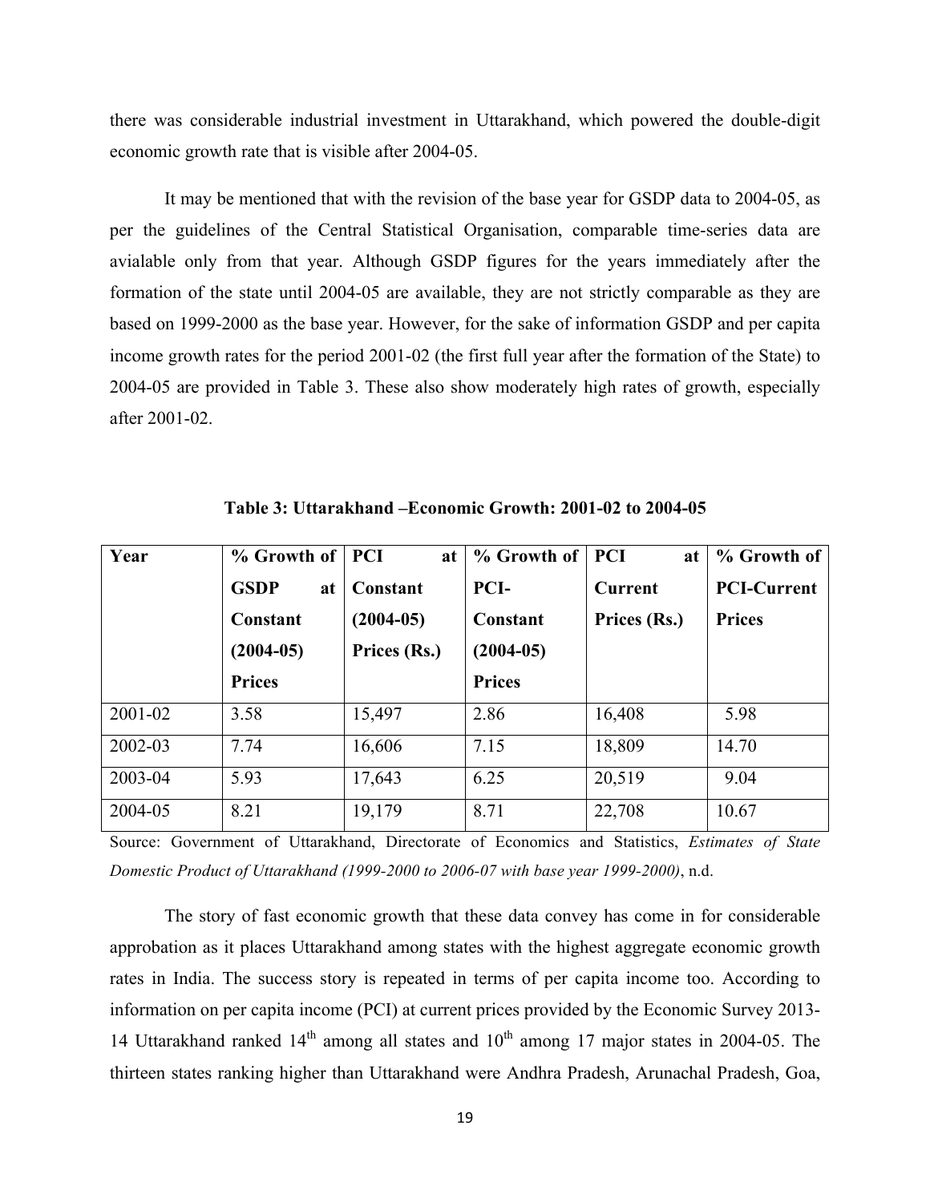there was considerable industrial investment in Uttarakhand, which powered the double-digit economic growth rate that is visible after 2004-05.

It may be mentioned that with the revision of the base year for GSDP data to 2004-05, as per the guidelines of the Central Statistical Organisation, comparable time-series data are avialable only from that year. Although GSDP figures for the years immediately after the formation of the state until 2004-05 are available, they are not strictly comparable as they are based on 1999-2000 as the base year. However, for the sake of information GSDP and per capita income growth rates for the period 2001-02 (the first full year after the formation of the State) to 2004-05 are provided in Table 3. These also show moderately high rates of growth, especially after 2001-02.

**Table 3: Uttarakhand –Economic Growth: 2001-02 to 2004-05**

| Year | % Growth of GSDP at Constant (2004-05) Prices | PCI at Constant (2004-05) Prices (Rs.) | % Growth of PCI-Constant (2004-05) Prices | PCI at Current Prices (Rs.) | % Growth of PCI-Current Prices |
|---|---|---|---|---|---|
| 2001-02 | 3.58 | 15,497 | 2.86 | 16,408 | 5.98 |
| 2002-03 | 7.74 | 16,606 | 7.15 | 18,809 | 14.70 |
| 2003-04 | 5.93 | 17,643 | 6.25 | 20,519 | 9.04 |
| 2004-05 | 8.21 | 19,179 | 8.71 | 22,708 | 10.67 |

Source: Government of Uttarakhand, Directorate of Economics and Statistics, *Estimates of State Domestic Product of Uttarakhand (1999-2000 to 2006-07 with base year 1999-2000)*, n.d.

The story of fast economic growth that these data convey has come in for considerable approbation as it places Uttarakhand among states with the highest aggregate economic growth rates in India. The success story is repeated in terms of per capita income too. According to information on per capita income (PCI) at current prices provided by the Economic Survey 2013-14 Uttarakhand ranked 14th among all states and 10th among 17 major states in 2004-05. The thirteen states ranking higher than Uttarakhand were Andhra Pradesh, Arunachal Pradesh, Goa,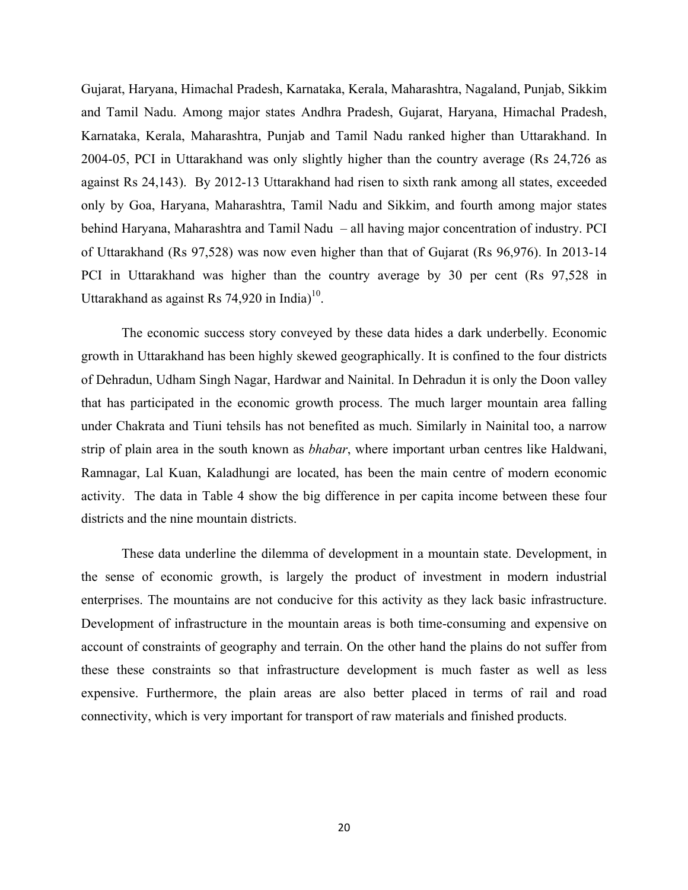Gujarat, Haryana, Himachal Pradesh, Karnataka, Kerala, Maharashtra, Nagaland, Punjab, Sikkim and Tamil Nadu. Among major states Andhra Pradesh, Gujarat, Haryana, Himachal Pradesh, Karnataka, Kerala, Maharashtra, Punjab and Tamil Nadu ranked higher than Uttarakhand. In 2004-05, PCI in Uttarakhand was only slightly higher than the country average (Rs 24,726 as against Rs 24,143). By 2012-13 Uttarakhand had risen to sixth rank among all states, exceeded only by Goa, Haryana, Maharashtra, Tamil Nadu and Sikkim, and fourth among major states behind Haryana, Maharashtra and Tamil Nadu – all having major concentration of industry. PCI of Uttarakhand (Rs 97,528) was now even higher than that of Gujarat (Rs 96,976). In 2013-14 PCI in Uttarakhand was higher than the country average by 30 per cent (Rs 97,528 in Uttarakhand as against Rs 74,920 in India)[10].

The economic success story conveyed by these data hides a dark underbelly. Economic growth in Uttarakhand has been highly skewed geographically. It is confined to the four districts of Dehradun, Udham Singh Nagar, Hardwar and Nainital. In Dehradun it is only the Doon valley that has participated in the economic growth process. The much larger mountain area falling under Chakrata and Tiuni tehsils has not benefited as much. Similarly in Nainital too, a narrow strip of plain area in the south known as *bhabar*, where important urban centres like Haldwani, Ramnagar, Lal Kuan, Kaladhungi are located, has been the main centre of modern economic activity. The data in Table 4 show the big difference in per capita income between these four districts and the nine mountain districts.

These data underline the dilemma of development in a mountain state. Development, in the sense of economic growth, is largely the product of investment in modern industrial enterprises. The mountains are not conducive for this activity as they lack basic infrastructure. Development of infrastructure in the mountain areas is both time-consuming and expensive on account of constraints of geography and terrain. On the other hand the plains do not suffer from these these constraints so that infrastructure development is much faster as well as less expensive. Furthermore, the plain areas are also better placed in terms of rail and road connectivity, which is very important for transport of raw materials and finished products.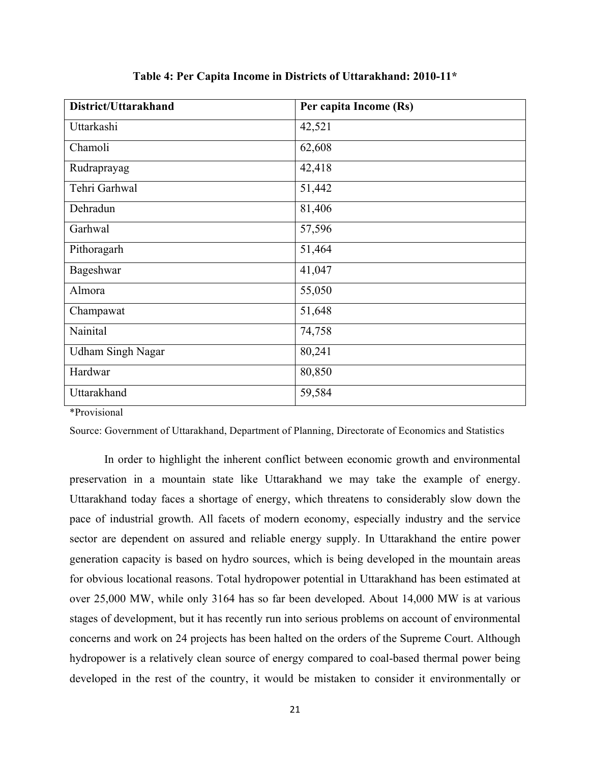**Table 4: Per Capita Income in Districts of Uttarakhand: 2010-11***

| District/Uttarakhand | Per capita Income (Rs) |
|---|---|
| Uttarkashi | 42,521 |
| Chamoli | 62,608 |
| Rudraprayag | 42,418 |
| Tehri Garhwal | 51,442 |
| Dehradun | 81,406 |
| Garhwal | 57,596 |
| Pithoragarh | 51,464 |
| Bageshwar | 41,047 |
| Almora | 55,050 |
| Champawat | 51,648 |
| Nainital | 74,758 |
| Udham Singh Nagar | 80,241 |
| Hardwar | 80,850 |
| Uttarakhand | 59,584 |

*Provisional

Source: Government of Uttarakhand, Department of Planning, Directorate of Economics and Statistics

In order to highlight the inherent conflict between economic growth and environmental preservation in a mountain state like Uttarakhand we may take the example of energy. Uttarakhand today faces a shortage of energy, which threatens to considerably slow down the pace of industrial growth. All facets of modern economy, especially industry and the service sector are dependent on assured and reliable energy supply. In Uttarakhand the entire power generation capacity is based on hydro sources, which is being developed in the mountain areas for obvious locational reasons. Total hydropower potential in Uttarakhand has been estimated at over 25,000 MW, while only 3164 has so far been developed. About 14,000 MW is at various stages of development, but it has recently run into serious problems on account of environmental concerns and work on 24 projects has been halted on the orders of the Supreme Court. Although hydropower is a relatively clean source of energy compared to coal-based thermal power being developed in the rest of the country, it would be mistaken to consider it environmentally or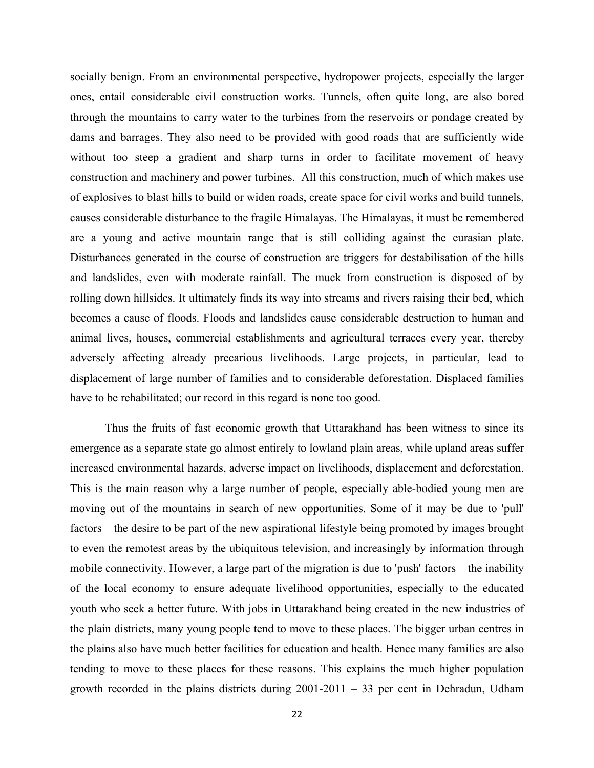socially benign. From an environmental perspective, hydropower projects, especially the larger ones, entail considerable civil construction works. Tunnels, often quite long, are also bored through the mountains to carry water to the turbines from the reservoirs or pondage created by dams and barrages. They also need to be provided with good roads that are sufficiently wide without too steep a gradient and sharp turns in order to facilitate movement of heavy construction and machinery and power turbines. All this construction, much of which makes use of explosives to blast hills to build or widen roads, create space for civil works and build tunnels, causes considerable disturbance to the fragile Himalayas. The Himalayas, it must be remembered are a young and active mountain range that is still colliding against the eurasian plate. Disturbances generated in the course of construction are triggers for destabilisation of the hills and landslides, even with moderate rainfall. The muck from construction is disposed of by rolling down hillsides. It ultimately finds its way into streams and rivers raising their bed, which becomes a cause of floods. Floods and landslides cause considerable destruction to human and animal lives, houses, commercial establishments and agricultural terraces every year, thereby adversely affecting already precarious livelihoods. Large projects, in particular, lead to displacement of large number of families and to considerable deforestation. Displaced families have to be rehabilitated; our record in this regard is none too good.

Thus the fruits of fast economic growth that Uttarakhand has been witness to since its emergence as a separate state go almost entirely to lowland plain areas, while upland areas suffer increased environmental hazards, adverse impact on livelihoods, displacement and deforestation. This is the main reason why a large number of people, especially able-bodied young men are moving out of the mountains in search of new opportunities. Some of it may be due to 'pull' factors – the desire to be part of the new aspirational lifestyle being promoted by images brought to even the remotest areas by the ubiquitous television, and increasingly by information through mobile connectivity. However, a large part of the migration is due to 'push' factors – the inability of the local economy to ensure adequate livelihood opportunities, especially to the educated youth who seek a better future. With jobs in Uttarakhand being created in the new industries of the plain districts, many young people tend to move to these places. The bigger urban centres in the plains also have much better facilities for education and health. Hence many families are also tending to move to these places for these reasons. This explains the much higher population growth recorded in the plains districts during 2001-2011 – 33 per cent in Dehradun, Udham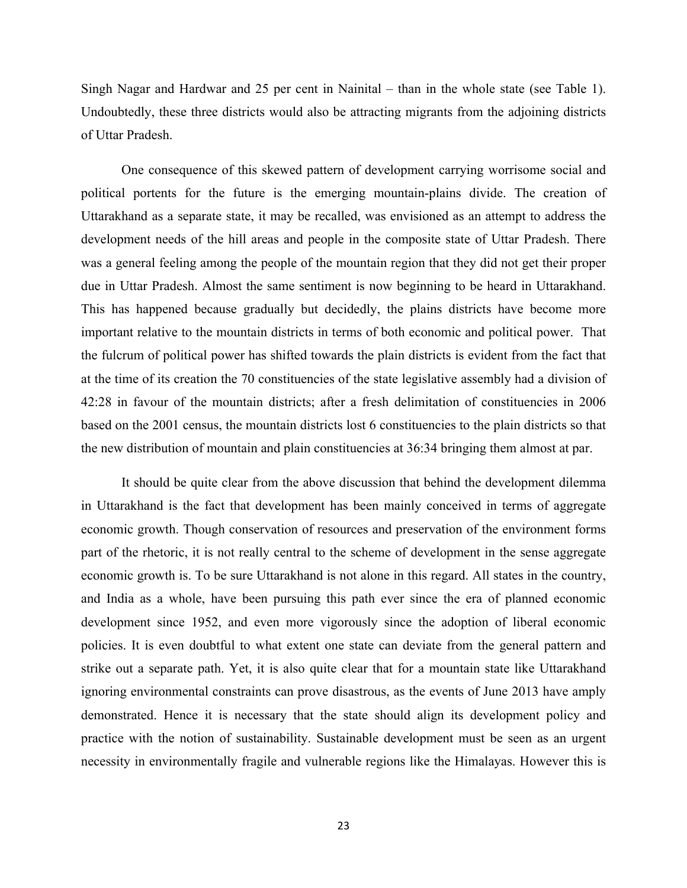Singh Nagar and Hardwar and 25 per cent in Nainital – than in the whole state (see Table 1). Undoubtedly, these three districts would also be attracting migrants from the adjoining districts of Uttar Pradesh.

One consequence of this skewed pattern of development carrying worrisome social and political portents for the future is the emerging mountain-plains divide. The creation of Uttarakhand as a separate state, it may be recalled, was envisioned as an attempt to address the development needs of the hill areas and people in the composite state of Uttar Pradesh. There was a general feeling among the people of the mountain region that they did not get their proper due in Uttar Pradesh. Almost the same sentiment is now beginning to be heard in Uttarakhand. This has happened because gradually but decidedly, the plains districts have become more important relative to the mountain districts in terms of both economic and political power. That the fulcrum of political power has shifted towards the plain districts is evident from the fact that at the time of its creation the 70 constituencies of the state legislative assembly had a division of 42:28 in favour of the mountain districts; after a fresh delimitation of constituencies in 2006 based on the 2001 census, the mountain districts lost 6 constituencies to the plain districts so that the new distribution of mountain and plain constituencies at 36:34 bringing them almost at par.

It should be quite clear from the above discussion that behind the development dilemma in Uttarakhand is the fact that development has been mainly conceived in terms of aggregate economic growth. Though conservation of resources and preservation of the environment forms part of the rhetoric, it is not really central to the scheme of development in the sense aggregate economic growth is. To be sure Uttarakhand is not alone in this regard. All states in the country, and India as a whole, have been pursuing this path ever since the era of planned economic development since 1952, and even more vigorously since the adoption of liberal economic policies. It is even doubtful to what extent one state can deviate from the general pattern and strike out a separate path. Yet, it is also quite clear that for a mountain state like Uttarakhand ignoring environmental constraints can prove disastrous, as the events of June 2013 have amply demonstrated. Hence it is necessary that the state should align its development policy and practice with the notion of sustainability. Sustainable development must be seen as an urgent necessity in environmentally fragile and vulnerable regions like the Himalayas. However this is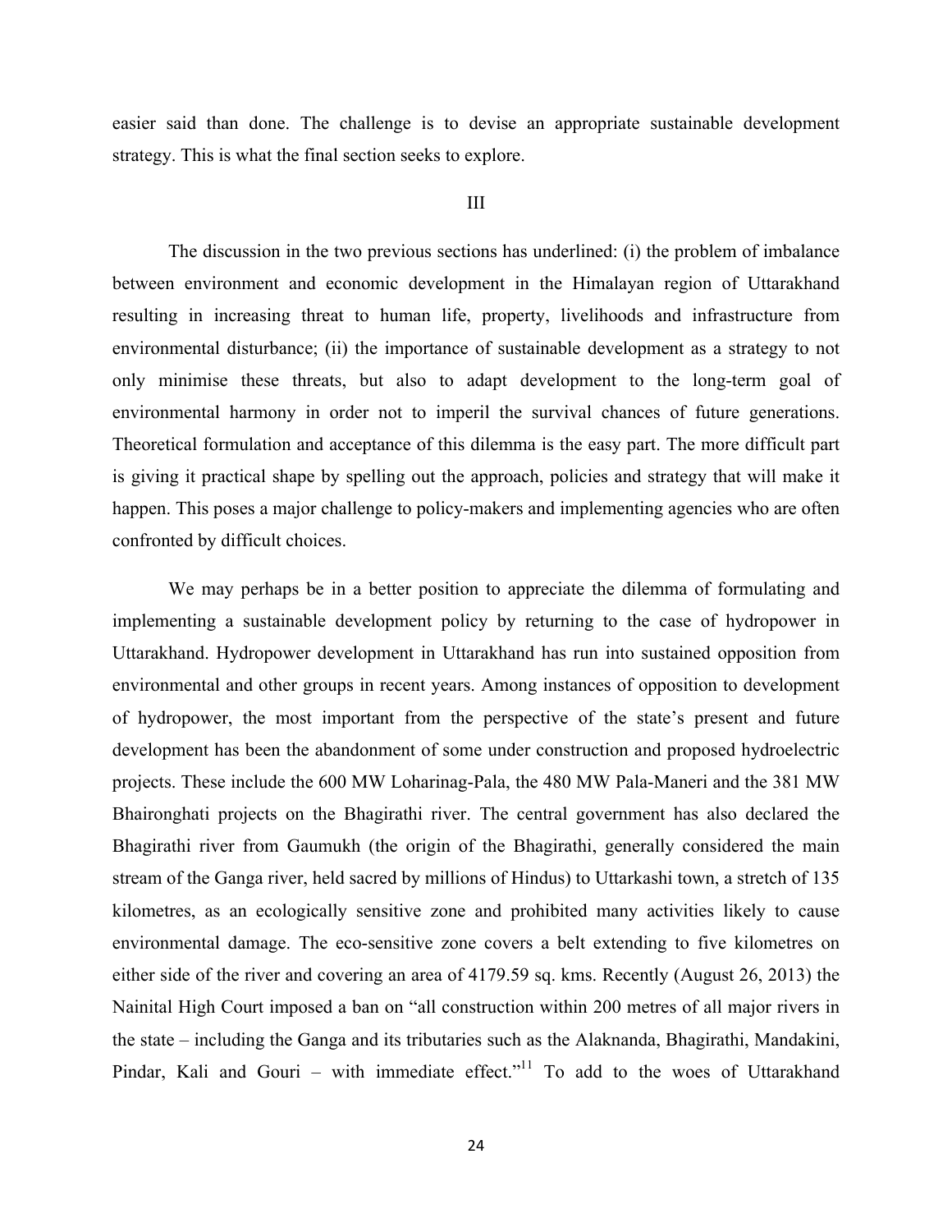easier said than done. The challenge is to devise an appropriate sustainable development strategy. This is what the final section seeks to explore.

## III

The discussion in the two previous sections has underlined: (i) the problem of imbalance between environment and economic development in the Himalayan region of Uttarakhand resulting in increasing threat to human life, property, livelihoods and infrastructure from environmental disturbance; (ii) the importance of sustainable development as a strategy to not only minimise these threats, but also to adapt development to the long-term goal of environmental harmony in order not to imperil the survival chances of future generations. Theoretical formulation and acceptance of this dilemma is the easy part. The more difficult part is giving it practical shape by spelling out the approach, policies and strategy that will make it happen. This poses a major challenge to policy-makers and implementing agencies who are often confronted by difficult choices.

We may perhaps be in a better position to appreciate the dilemma of formulating and implementing a sustainable development policy by returning to the case of hydropower in Uttarakhand. Hydropower development in Uttarakhand has run into sustained opposition from environmental and other groups in recent years. Among instances of opposition to development of hydropower, the most important from the perspective of the state's present and future development has been the abandonment of some under construction and proposed hydroelectric projects. These include the 600 MW Loharinag-Pala, the 480 MW Pala-Maneri and the 381 MW Bhaironghati projects on the Bhagirathi river. The central government has also declared the Bhagirathi river from Gaumukh (the origin of the Bhagirathi, generally considered the main stream of the Ganga river, held sacred by millions of Hindus) to Uttarkashi town, a stretch of 135 kilometres, as an ecologically sensitive zone and prohibited many activities likely to cause environmental damage. The eco-sensitive zone covers a belt extending to five kilometres on either side of the river and covering an area of 4179.59 sq. kms. Recently (August 26, 2013) the Nainital High Court imposed a ban on "all construction within 200 metres of all major rivers in the state – including the Ganga and its tributaries such as the Alaknanda, Bhagirathi, Mandakini, Pindar, Kali and Gouri – with immediate effect."[11] To add to the woes of Uttarakhand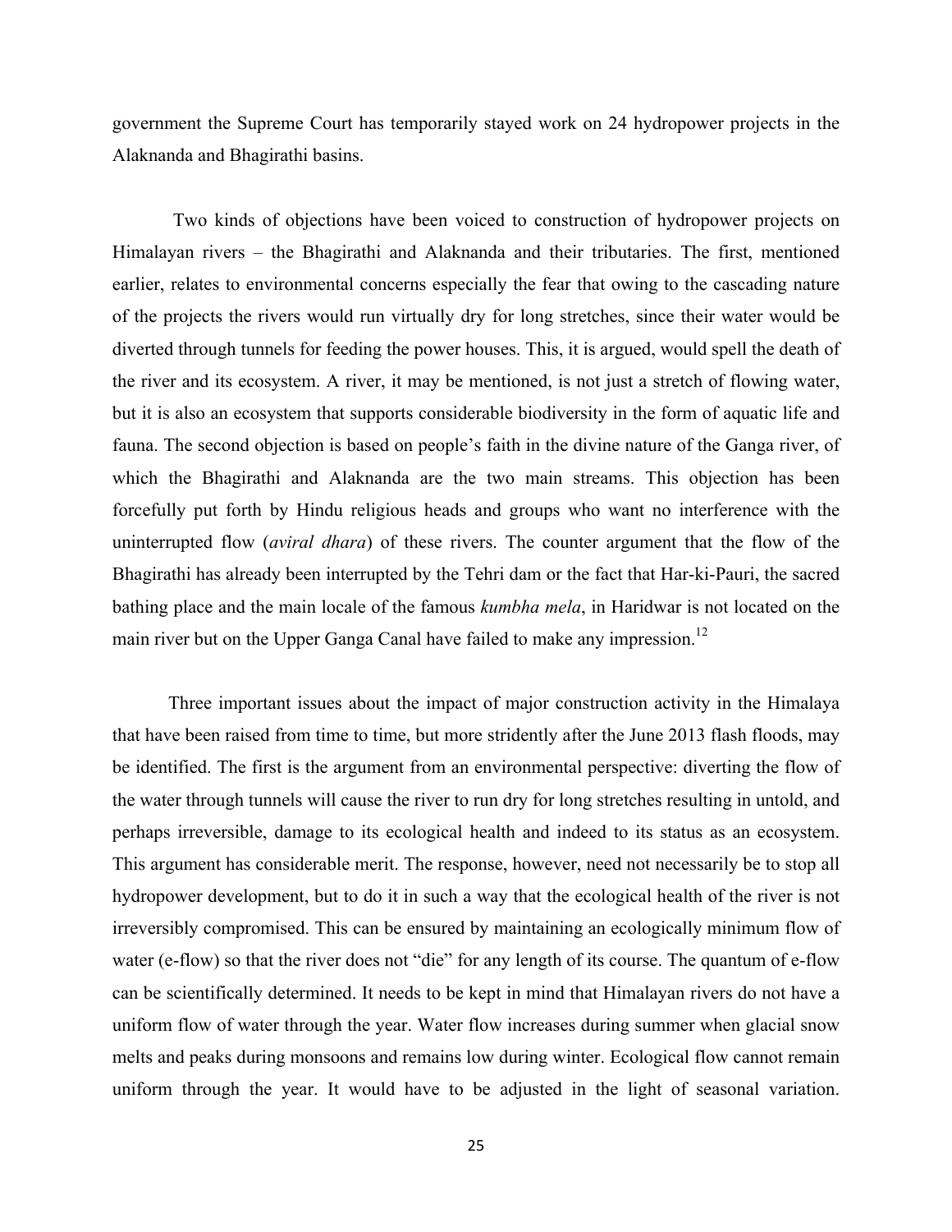government the Supreme Court has temporarily stayed work on 24 hydropower projects in the Alaknanda and Bhagirathi basins.

Two kinds of objections have been voiced to construction of hydropower projects on Himalayan rivers – the Bhagirathi and Alaknanda and their tributaries. The first, mentioned earlier, relates to environmental concerns especially the fear that owing to the cascading nature of the projects the rivers would run virtually dry for long stretches, since their water would be diverted through tunnels for feeding the power houses. This, it is argued, would spell the death of the river and its ecosystem. A river, it may be mentioned, is not just a stretch of flowing water, but it is also an ecosystem that supports considerable biodiversity in the form of aquatic life and fauna. The second objection is based on people's faith in the divine nature of the Ganga river, of which the Bhagirathi and Alaknanda are the two main streams. This objection has been forcefully put forth by Hindu religious heads and groups who want no interference with the uninterrupted flow (*aviral dhara*) of these rivers. The counter argument that the flow of the Bhagirathi has already been interrupted by the Tehri dam or the fact that Har-ki-Pauri, the sacred bathing place and the main locale of the famous *kumbha mela*, in Haridwar is not located on the main river but on the Upper Ganga Canal have failed to make any impression.[12]

Three important issues about the impact of major construction activity in the Himalaya that have been raised from time to time, but more stridently after the June 2013 flash floods, may be identified. The first is the argument from an environmental perspective: diverting the flow of the water through tunnels will cause the river to run dry for long stretches resulting in untold, and perhaps irreversible, damage to its ecological health and indeed to its status as an ecosystem. This argument has considerable merit. The response, however, need not necessarily be to stop all hydropower development, but to do it in such a way that the ecological health of the river is not irreversibly compromised. This can be ensured by maintaining an ecologically minimum flow of water (e-flow) so that the river does not "die" for any length of its course. The quantum of e-flow can be scientifically determined. It needs to be kept in mind that Himalayan rivers do not have a uniform flow of water through the year. Water flow increases during summer when glacial snow melts and peaks during monsoons and remains low during winter. Ecological flow cannot remain uniform through the year. It would have to be adjusted in the light of seasonal variation.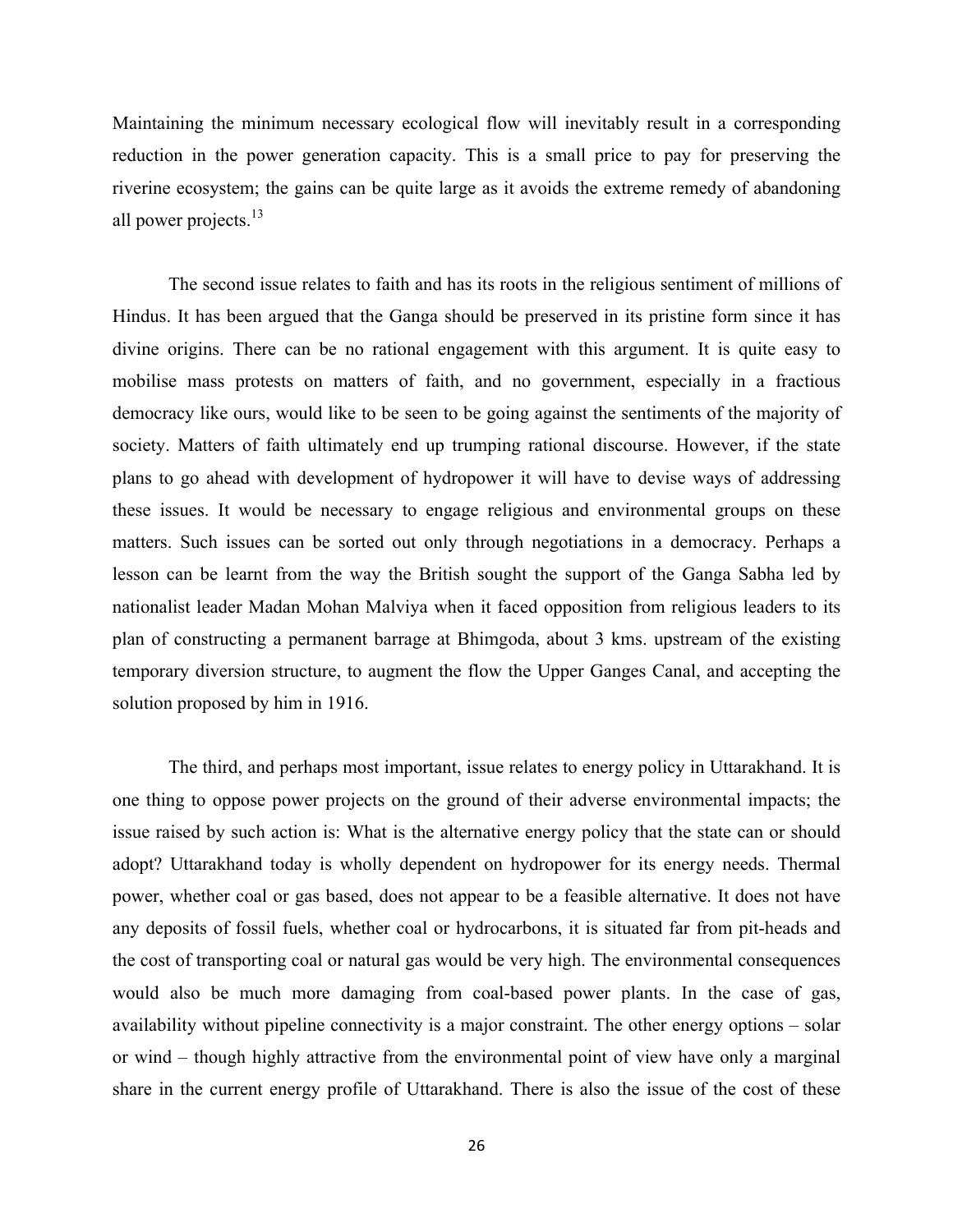Maintaining the minimum necessary ecological flow will inevitably result in a corresponding reduction in the power generation capacity. This is a small price to pay for preserving the riverine ecosystem; the gains can be quite large as it avoids the extreme remedy of abandoning all power projects.[13]

The second issue relates to faith and has its roots in the religious sentiment of millions of Hindus. It has been argued that the Ganga should be preserved in its pristine form since it has divine origins. There can be no rational engagement with this argument. It is quite easy to mobilise mass protests on matters of faith, and no government, especially in a fractious democracy like ours, would like to be seen to be going against the sentiments of the majority of society. Matters of faith ultimately end up trumping rational discourse. However, if the state plans to go ahead with development of hydropower it will have to devise ways of addressing these issues. It would be necessary to engage religious and environmental groups on these matters. Such issues can be sorted out only through negotiations in a democracy. Perhaps a lesson can be learnt from the way the British sought the support of the Ganga Sabha led by nationalist leader Madan Mohan Malviya when it faced opposition from religious leaders to its plan of constructing a permanent barrage at Bhimgoda, about 3 kms. upstream of the existing temporary diversion structure, to augment the flow the Upper Ganges Canal, and accepting the solution proposed by him in 1916.

The third, and perhaps most important, issue relates to energy policy in Uttarakhand. It is one thing to oppose power projects on the ground of their adverse environmental impacts; the issue raised by such action is: What is the alternative energy policy that the state can or should adopt? Uttarakhand today is wholly dependent on hydropower for its energy needs. Thermal power, whether coal or gas based, does not appear to be a feasible alternative. It does not have any deposits of fossil fuels, whether coal or hydrocarbons, it is situated far from pit-heads and the cost of transporting coal or natural gas would be very high. The environmental consequences would also be much more damaging from coal-based power plants. In the case of gas, availability without pipeline connectivity is a major constraint. The other energy options – solar or wind – though highly attractive from the environmental point of view have only a marginal share in the current energy profile of Uttarakhand. There is also the issue of the cost of these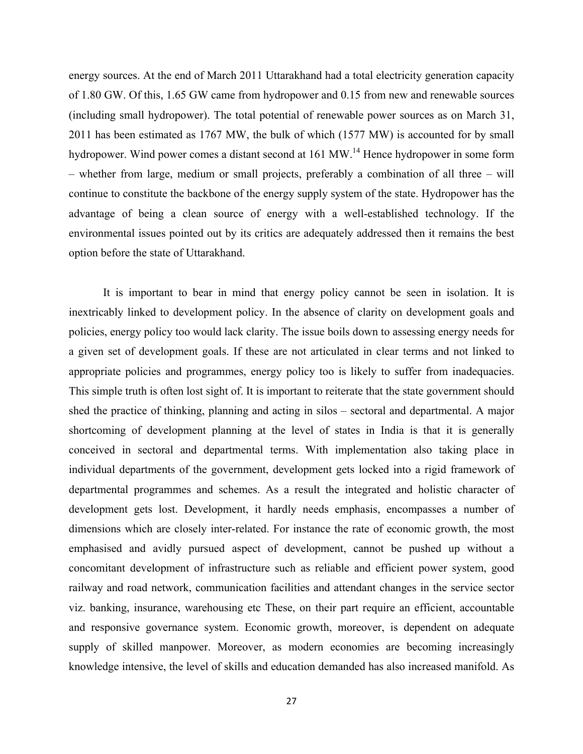energy sources. At the end of March 2011 Uttarakhand had a total electricity generation capacity of 1.80 GW. Of this, 1.65 GW came from hydropower and 0.15 from new and renewable sources (including small hydropower). The total potential of renewable power sources as on March 31, 2011 has been estimated as 1767 MW, the bulk of which (1577 MW) is accounted for by small hydropower. Wind power comes a distant second at 161 MW.[14] Hence hydropower in some form – whether from large, medium or small projects, preferably a combination of all three – will continue to constitute the backbone of the energy supply system of the state. Hydropower has the advantage of being a clean source of energy with a well-established technology. If the environmental issues pointed out by its critics are adequately addressed then it remains the best option before the state of Uttarakhand.

It is important to bear in mind that energy policy cannot be seen in isolation. It is inextricably linked to development policy. In the absence of clarity on development goals and policies, energy policy too would lack clarity. The issue boils down to assessing energy needs for a given set of development goals. If these are not articulated in clear terms and not linked to appropriate policies and programmes, energy policy too is likely to suffer from inadequacies. This simple truth is often lost sight of. It is important to reiterate that the state government should shed the practice of thinking, planning and acting in silos – sectoral and departmental. A major shortcoming of development planning at the level of states in India is that it is generally conceived in sectoral and departmental terms. With implementation also taking place in individual departments of the government, development gets locked into a rigid framework of departmental programmes and schemes. As a result the integrated and holistic character of development gets lost. Development, it hardly needs emphasis, encompasses a number of dimensions which are closely inter-related. For instance the rate of economic growth, the most emphasised and avidly pursued aspect of development, cannot be pushed up without a concomitant development of infrastructure such as reliable and efficient power system, good railway and road network, communication facilities and attendant changes in the service sector viz. banking, insurance, warehousing etc These, on their part require an efficient, accountable and responsive governance system. Economic growth, moreover, is dependent on adequate supply of skilled manpower. Moreover, as modern economies are becoming increasingly knowledge intensive, the level of skills and education demanded has also increased manifold. As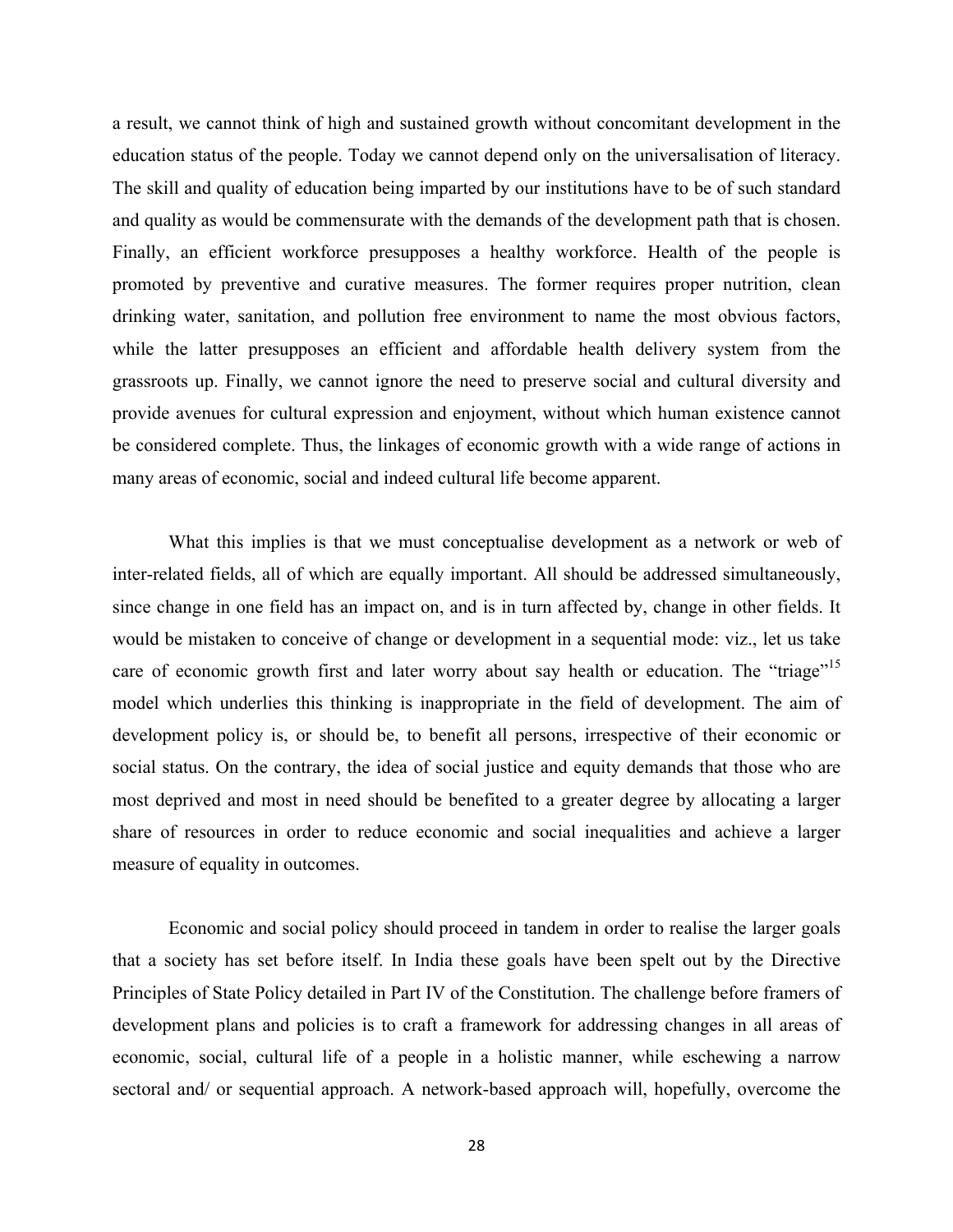a result, we cannot think of high and sustained growth without concomitant development in the education status of the people. Today we cannot depend only on the universalisation of literacy. The skill and quality of education being imparted by our institutions have to be of such standard and quality as would be commensurate with the demands of the development path that is chosen. Finally, an efficient workforce presupposes a healthy workforce. Health of the people is promoted by preventive and curative measures. The former requires proper nutrition, clean drinking water, sanitation, and pollution free environment to name the most obvious factors, while the latter presupposes an efficient and affordable health delivery system from the grassroots up. Finally, we cannot ignore the need to preserve social and cultural diversity and provide avenues for cultural expression and enjoyment, without which human existence cannot be considered complete. Thus, the linkages of economic growth with a wide range of actions in many areas of economic, social and indeed cultural life become apparent.

What this implies is that we must conceptualise development as a network or web of inter-related fields, all of which are equally important. All should be addressed simultaneously, since change in one field has an impact on, and is in turn affected by, change in other fields. It would be mistaken to conceive of change or development in a sequential mode: viz., let us take care of economic growth first and later worry about say health or education. The "triage"[15] model which underlies this thinking is inappropriate in the field of development. The aim of development policy is, or should be, to benefit all persons, irrespective of their economic or social status. On the contrary, the idea of social justice and equity demands that those who are most deprived and most in need should be benefited to a greater degree by allocating a larger share of resources in order to reduce economic and social inequalities and achieve a larger measure of equality in outcomes.

Economic and social policy should proceed in tandem in order to realise the larger goals that a society has set before itself. In India these goals have been spelt out by the Directive Principles of State Policy detailed in Part IV of the Constitution. The challenge before framers of development plans and policies is to craft a framework for addressing changes in all areas of economic, social, cultural life of a people in a holistic manner, while eschewing a narrow sectoral and/ or sequential approach. A network-based approach will, hopefully, overcome the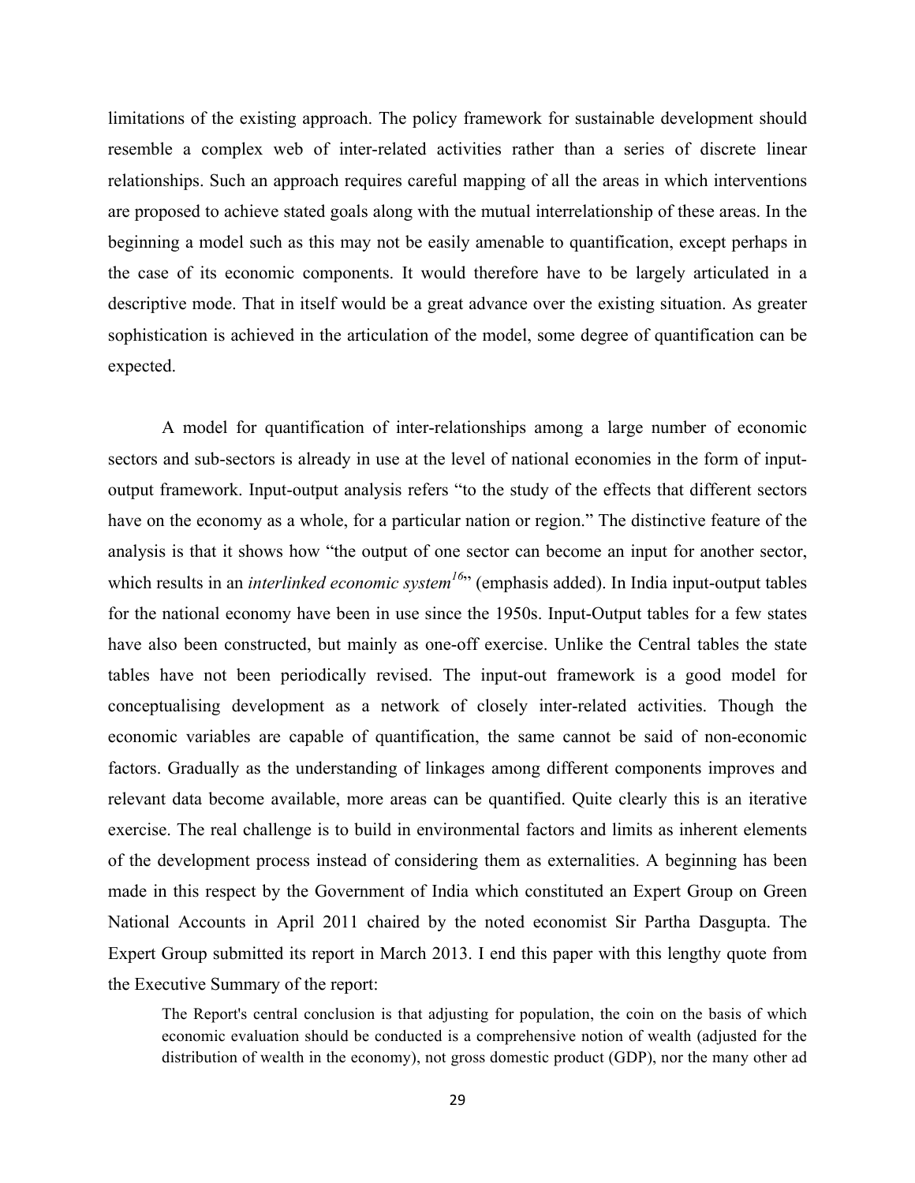limitations of the existing approach. The policy framework for sustainable development should resemble a complex web of inter-related activities rather than a series of discrete linear relationships. Such an approach requires careful mapping of all the areas in which interventions are proposed to achieve stated goals along with the mutual interrelationship of these areas. In the beginning a model such as this may not be easily amenable to quantification, except perhaps in the case of its economic components. It would therefore have to be largely articulated in a descriptive mode. That in itself would be a great advance over the existing situation. As greater sophistication is achieved in the articulation of the model, some degree of quantification can be expected.

A model for quantification of inter-relationships among a large number of economic sectors and sub-sectors is already in use at the level of national economies in the form of input-output framework. Input-output analysis refers "to the study of the effects that different sectors have on the economy as a whole, for a particular nation or region." The distinctive feature of the analysis is that it shows how "the output of one sector can become an input for another sector, which results in an *interlinked economic system*[16]" (emphasis added). In India input-output tables for the national economy have been in use since the 1950s. Input-Output tables for a few states have also been constructed, but mainly as one-off exercise. Unlike the Central tables the state tables have not been periodically revised. The input-out framework is a good model for conceptualising development as a network of closely inter-related activities. Though the economic variables are capable of quantification, the same cannot be said of non-economic factors. Gradually as the understanding of linkages among different components improves and relevant data become available, more areas can be quantified. Quite clearly this is an iterative exercise. The real challenge is to build in environmental factors and limits as inherent elements of the development process instead of considering them as externalities. A beginning has been made in this respect by the Government of India which constituted an Expert Group on Green National Accounts in April 2011 chaired by the noted economist Sir Partha Dasgupta. The Expert Group submitted its report in March 2013. I end this paper with this lengthy quote from the Executive Summary of the report:

> The Report's central conclusion is that adjusting for population, the coin on the basis of which economic evaluation should be conducted is a comprehensive notion of wealth (adjusted for the distribution of wealth in the economy), not gross domestic product (GDP), nor the many other ad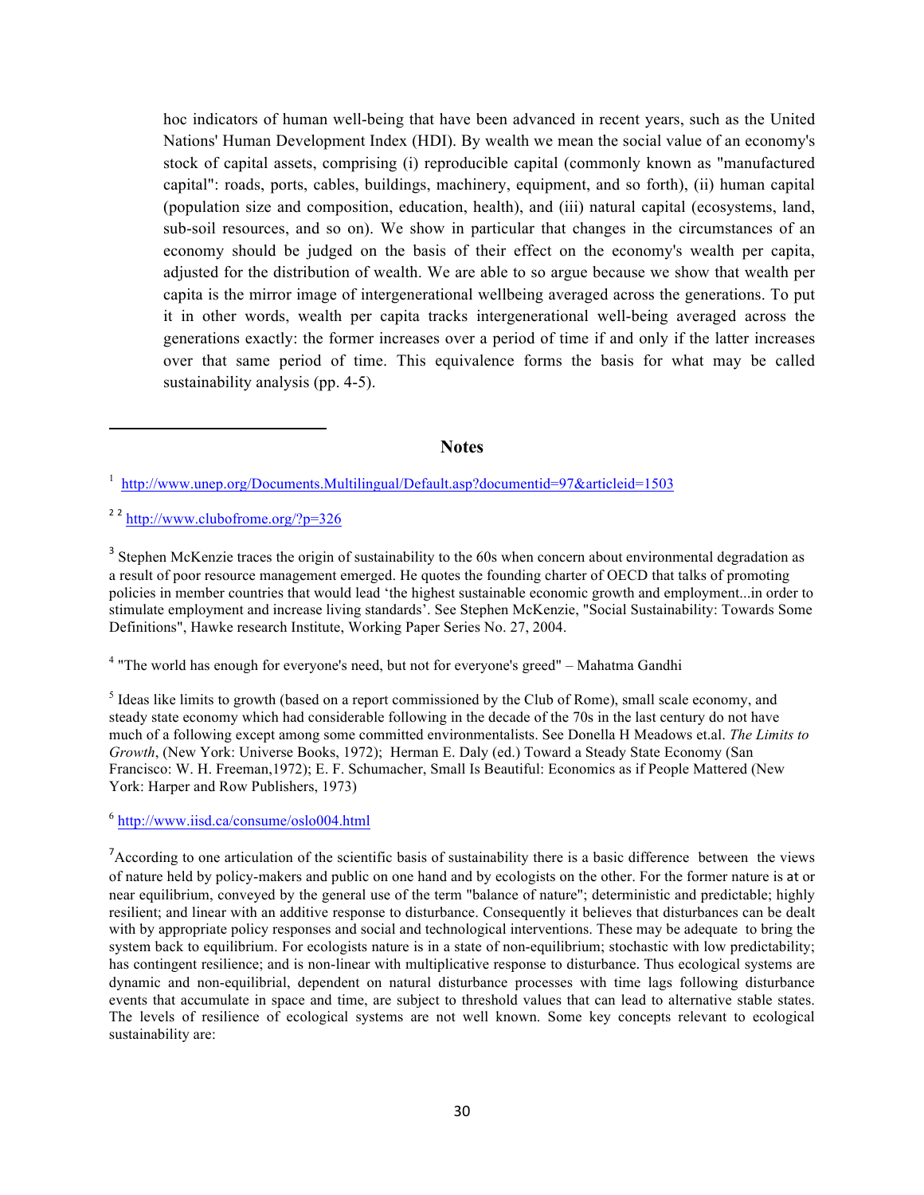hoc indicators of human well-being that have been advanced in recent years, such as the United Nations' Human Development Index (HDI). By wealth we mean the social value of an economy's stock of capital assets, comprising (i) reproducible capital (commonly known as "manufactured capital": roads, ports, cables, buildings, machinery, equipment, and so forth), (ii) human capital (population size and composition, education, health), and (iii) natural capital (ecosystems, land, sub-soil resources, and so on). We show in particular that changes in the circumstances of an economy should be judged on the basis of their effect on the economy's wealth per capita, adjusted for the distribution of wealth. We are able to so argue because we show that wealth per capita is the mirror image of intergenerational wellbeing averaged across the generations. To put it in other words, wealth per capita tracks intergenerational well-being averaged across the generations exactly: the former increases over a period of time if and only if the latter increases over that same period of time. This equivalence forms the basis for what may be called sustainability analysis (pp. 4-5).

## Notes

[1] http://www.unep.org/Documents.Multilingual/Default.asp?documentid=97&articleid=1503

[2] [2] http://www.clubofrome.org/?p=326

[3] Stephen McKenzie traces the origin of sustainability to the 60s when concern about environmental degradation as a result of poor resource management emerged. He quotes the founding charter of OECD that talks of promoting policies in member countries that would lead 'the highest sustainable economic growth and employment...in order to stimulate employment and increase living standards'. See Stephen McKenzie, "Social Sustainability: Towards Some Definitions", Hawke research Institute, Working Paper Series No. 27, 2004.

[4] "The world has enough for everyone's need, but not for everyone's greed" – Mahatma Gandhi

[5] Ideas like limits to growth (based on a report commissioned by the Club of Rome), small scale economy, and steady state economy which had considerable following in the decade of the 70s in the last century do not have much of a following except among some committed environmentalists. See Donella H Meadows et.al. *The Limits to Growth*, (New York: Universe Books, 1972); Herman E. Daly (ed.) Toward a Steady State Economy (San Francisco: W. H. Freeman,1972); E. F. Schumacher, Small Is Beautiful: Economics as if People Mattered (New York: Harper and Row Publishers, 1973)

[6] http://www.iisd.ca/consume/oslo004.html

[7] According to one articulation of the scientific basis of sustainability there is a basic difference between the views of nature held by policy-makers and public on one hand and by ecologists on the other. For the former nature is at or near equilibrium, conveyed by the general use of the term "balance of nature"; deterministic and predictable; highly resilient; and linear with an additive response to disturbance. Consequently it believes that disturbances can be dealt with by appropriate policy responses and social and technological interventions. These may be adequate to bring the system back to equilibrium. For ecologists nature is in a state of non-equilibrium; stochastic with low predictability; has contingent resilience; and is non-linear with multiplicative response to disturbance. Thus ecological systems are dynamic and non-equilibrial, dependent on natural disturbance processes with time lags following disturbance events that accumulate in space and time, are subject to threshold values that can lead to alternative stable states. The levels of resilience of ecological systems are not well known. Some key concepts relevant to ecological sustainability are: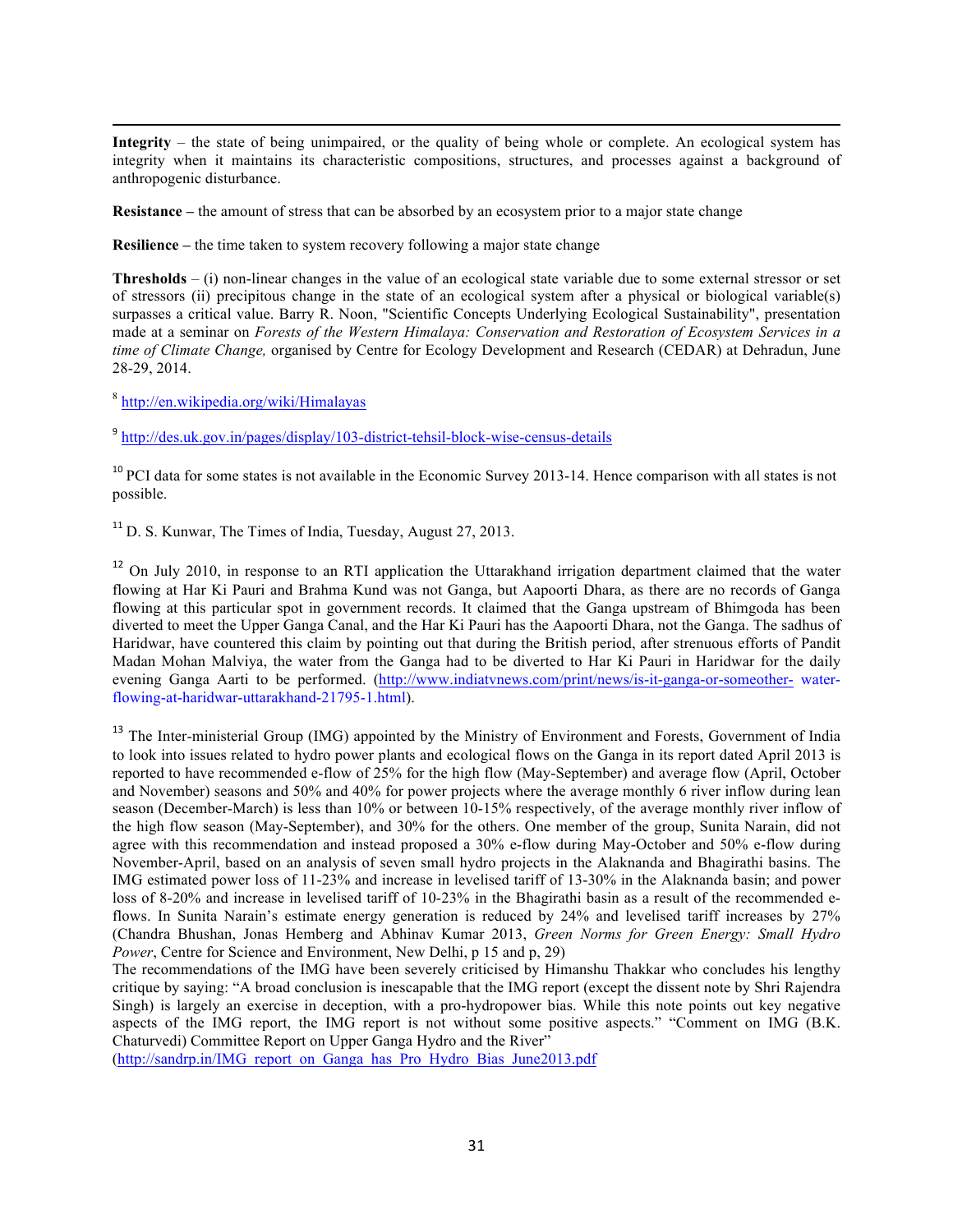**Integrity** – the state of being unimpaired, or the quality of being whole or complete. An ecological system has integrity when it maintains its characteristic compositions, structures, and processes against a background of anthropogenic disturbance.

**Resistance –** the amount of stress that can be absorbed by an ecosystem prior to a major state change

**Resilience –** the time taken to system recovery following a major state change

**Thresholds** – (i) non-linear changes in the value of an ecological state variable due to some external stressor or set of stressors (ii) precipitous change in the state of an ecological system after a physical or biological variable(s) surpasses a critical value. Barry R. Noon, "Scientific Concepts Underlying Ecological Sustainability", presentation made at a seminar on *Forests of the Western Himalaya: Conservation and Restoration of Ecosystem Services in a time of Climate Change,* organised by Centre for Ecology Development and Research (CEDAR) at Dehradun, June 28-29, 2014.

[8] http://en.wikipedia.org/wiki/Himalayas

[9] http://des.uk.gov.in/pages/display/103-district-tehsil-block-wise-census-details

[10] PCI data for some states is not available in the Economic Survey 2013-14. Hence comparison with all states is not possible.

[11] D. S. Kunwar, The Times of India, Tuesday, August 27, 2013.

[12] On July 2010, in response to an RTI application the Uttarakhand irrigation department claimed that the water flowing at Har Ki Pauri and Brahma Kund was not Ganga, but Aapoorti Dhara, as there are no records of Ganga flowing at this particular spot in government records. It claimed that the Ganga upstream of Bhimgoda has been diverted to meet the Upper Ganga Canal, and the Har Ki Pauri has the Aapoorti Dhara, not the Ganga. The sadhus of Haridwar, have countered this claim by pointing out that during the British period, after strenuous efforts of Pandit Madan Mohan Malviya, the water from the Ganga had to be diverted to Har Ki Pauri in Haridwar for the daily evening Ganga Aarti to be performed. (http://www.indiatvnews.com/print/news/is-it-ganga-or-someother- water-flowing-at-haridwar-uttarakhand-21795-1.html).

[13] The Inter-ministerial Group (IMG) appointed by the Ministry of Environment and Forests, Government of India to look into issues related to hydro power plants and ecological flows on the Ganga in its report dated April 2013 is reported to have recommended e-flow of 25% for the high flow (May-September) and average flow (April, October and November) seasons and 50% and 40% for power projects where the average monthly 6 river inflow during lean season (December-March) is less than 10% or between 10-15% respectively, of the average monthly river inflow of the high flow season (May-September), and 30% for the others. One member of the group, Sunita Narain, did not agree with this recommendation and instead proposed a 30% e-flow during May-October and 50% e-flow during November-April, based on an analysis of seven small hydro projects in the Alaknanda and Bhagirathi basins. The IMG estimated power loss of 11-23% and increase in levelised tariff of 13-30% in the Alaknanda basin; and power loss of 8-20% and increase in levelised tariff of 10-23% in the Bhagirathi basin as a result of the recommended e-flows. In Sunita Narain's estimate energy generation is reduced by 24% and levelised tariff increases by 27% (Chandra Bhushan, Jonas Hemberg and Abhinav Kumar 2013, *Green Norms for Green Energy: Small Hydro Power*, Centre for Science and Environment, New Delhi, p 15 and p, 29)

The recommendations of the IMG have been severely criticised by Himanshu Thakkar who concludes his lengthy critique by saying: "A broad conclusion is inescapable that the IMG report (except the dissent note by Shri Rajendra Singh) is largely an exercise in deception, with a pro-hydropower bias. While this note points out key negative aspects of the IMG report, the IMG report is not without some positive aspects." "Comment on IMG (B.K. Chaturvedi) Committee Report on Upper Ganga Hydro and the River"
(http://sandrp.in/IMG_report_on_Ganga_has_Pro_Hydro_Bias_June2013.pdf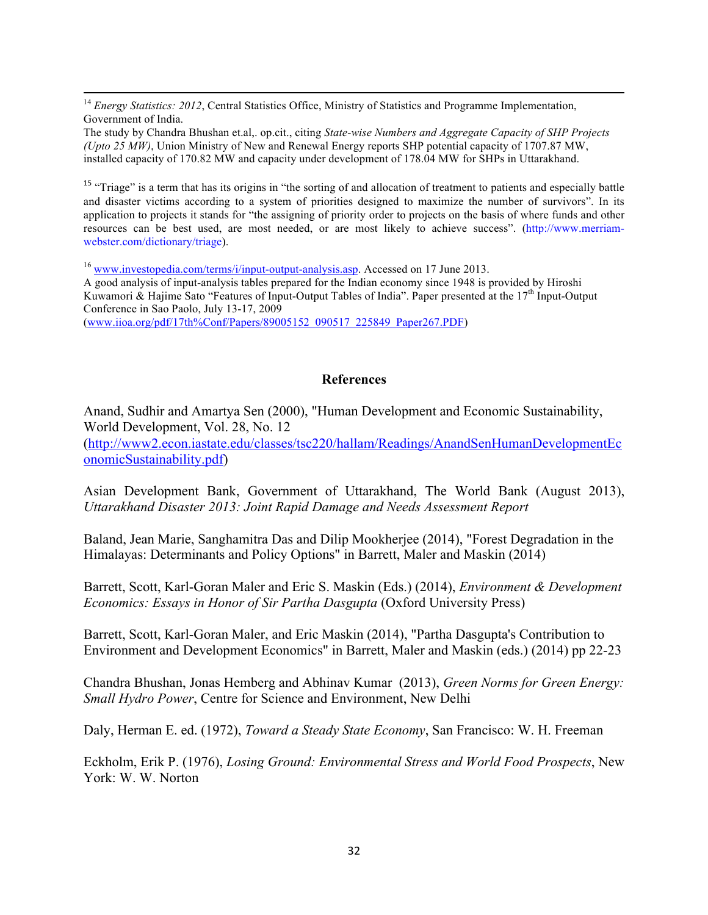[14] *Energy Statistics: 2012*, Central Statistics Office, Ministry of Statistics and Programme Implementation, Government of India.

The study by Chandra Bhushan et.al,. op.cit., citing *State-wise Numbers and Aggregate Capacity of SHP Projects (Upto 25 MW)*, Union Ministry of New and Renewal Energy reports SHP potential capacity of 1707.87 MW, installed capacity of 170.82 MW and capacity under development of 178.04 MW for SHPs in Uttarakhand.

[15] "Triage" is a term that has its origins in "the sorting of and allocation of treatment to patients and especially battle and disaster victims according to a system of priorities designed to maximize the number of survivors". In its application to projects it stands for "the assigning of priority order to projects on the basis of where funds and other resources can be best used, are most needed, or are most likely to achieve success". (http://www.merriam-webster.com/dictionary/triage).

[16] www.investopedia.com/terms/i/input-output-analysis.asp. Accessed on 17 June 2013.

A good analysis of input-analysis tables prepared for the Indian economy since 1948 is provided by Hiroshi Kuwamori & Hajime Sato "Features of Input-Output Tables of India". Paper presented at the 17th Input-Output Conference in Sao Paolo, July 13-17, 2009 (www.iioa.org/pdf/17th%Conf/Papers/89005152_090517_225849_Paper267.PDF)

## References

Anand, Sudhir and Amartya Sen (2000), "Human Development and Economic Sustainability, World Development, Vol. 28, No. 12 (http://www2.econ.iastate.edu/classes/tsc220/hallam/Readings/AnandSenHumanDevelopmentEconomicSustainability.pdf)

Asian Development Bank, Government of Uttarakhand, The World Bank (August 2013), *Uttarakhand Disaster 2013: Joint Rapid Damage and Needs Assessment Report*

Baland, Jean Marie, Sanghamitra Das and Dilip Mookherjee (2014), "Forest Degradation in the Himalayas: Determinants and Policy Options" in Barrett, Maler and Maskin (2014)

Barrett, Scott, Karl-Goran Maler and Eric S. Maskin (Eds.) (2014), *Environment & Development Economics: Essays in Honor of Sir Partha Dasgupta* (Oxford University Press)

Barrett, Scott, Karl-Goran Maler, and Eric Maskin (2014), "Partha Dasgupta's Contribution to Environment and Development Economics" in Barrett, Maler and Maskin (eds.) (2014) pp 22-23

Chandra Bhushan, Jonas Hemberg and Abhinav Kumar (2013), *Green Norms for Green Energy: Small Hydro Power*, Centre for Science and Environment, New Delhi

Daly, Herman E. ed. (1972), *Toward a Steady State Economy*, San Francisco: W. H. Freeman

Eckholm, Erik P. (1976), *Losing Ground: Environmental Stress and World Food Prospects*, New York: W. W. Norton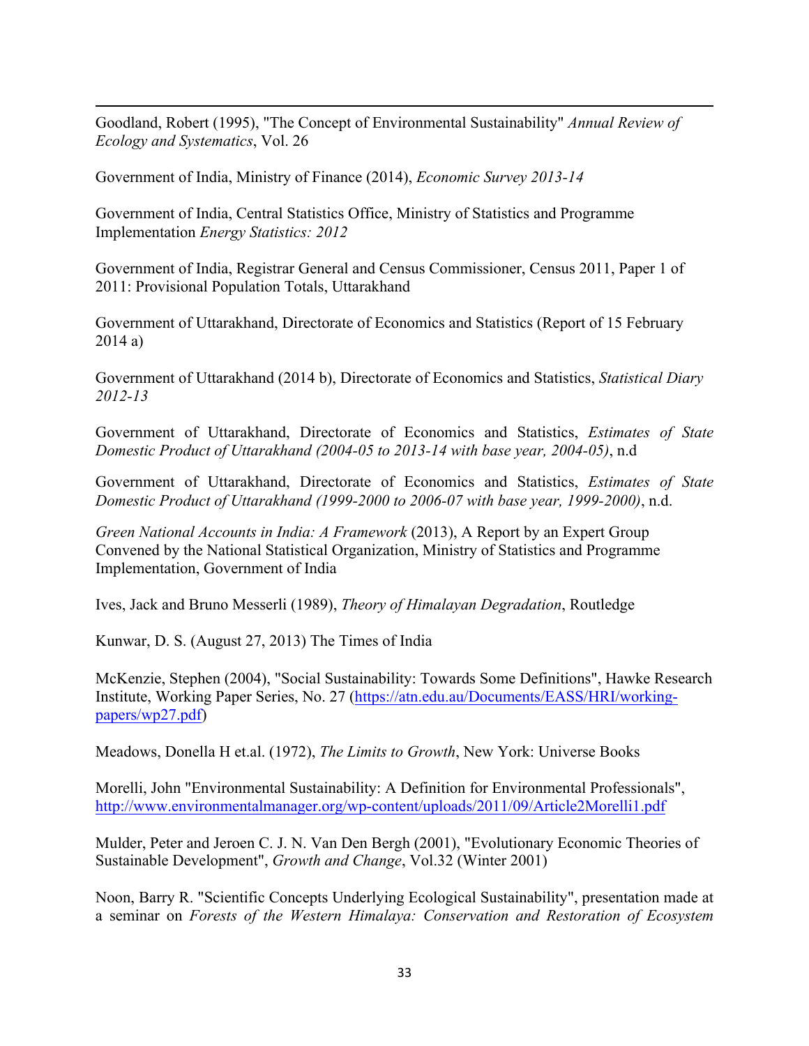Goodland, Robert (1995), "The Concept of Environmental Sustainability" *Annual Review of Ecology and Systematics*, Vol. 26

Government of India, Ministry of Finance (2014), *Economic Survey 2013-14*

Government of India, Central Statistics Office, Ministry of Statistics and Programme Implementation *Energy Statistics: 2012*

Government of India, Registrar General and Census Commissioner, Census 2011, Paper 1 of 2011: Provisional Population Totals, Uttarakhand

Government of Uttarakhand, Directorate of Economics and Statistics (Report of 15 February 2014 a)

Government of Uttarakhand (2014 b), Directorate of Economics and Statistics, *Statistical Diary 2012-13*

Government of Uttarakhand, Directorate of Economics and Statistics, *Estimates of State Domestic Product of Uttarakhand (2004-05 to 2013-14 with base year, 2004-05)*, n.d

Government of Uttarakhand, Directorate of Economics and Statistics, *Estimates of State Domestic Product of Uttarakhand (1999-2000 to 2006-07 with base year, 1999-2000)*, n.d.

*Green National Accounts in India: A Framework* (2013), A Report by an Expert Group Convened by the National Statistical Organization, Ministry of Statistics and Programme Implementation, Government of India

Ives, Jack and Bruno Messerli (1989), *Theory of Himalayan Degradation*, Routledge

Kunwar, D. S. (August 27, 2013) The Times of India

McKenzie, Stephen (2004), "Social Sustainability: Towards Some Definitions", Hawke Research Institute, Working Paper Series, No. 27 (https://atn.edu.au/Documents/EASS/HRI/working-papers/wp27.pdf)

Meadows, Donella H et.al. (1972), *The Limits to Growth*, New York: Universe Books

Morelli, John "Environmental Sustainability: A Definition for Environmental Professionals", http://www.environmentalmanager.org/wp-content/uploads/2011/09/Article2Morelli1.pdf

Mulder, Peter and Jeroen C. J. N. Van Den Bergh (2001), "Evolutionary Economic Theories of Sustainable Development", *Growth and Change*, Vol.32 (Winter 2001)

Noon, Barry R. "Scientific Concepts Underlying Ecological Sustainability", presentation made at a seminar on *Forests of the Western Himalaya: Conservation and Restoration of Ecosystem*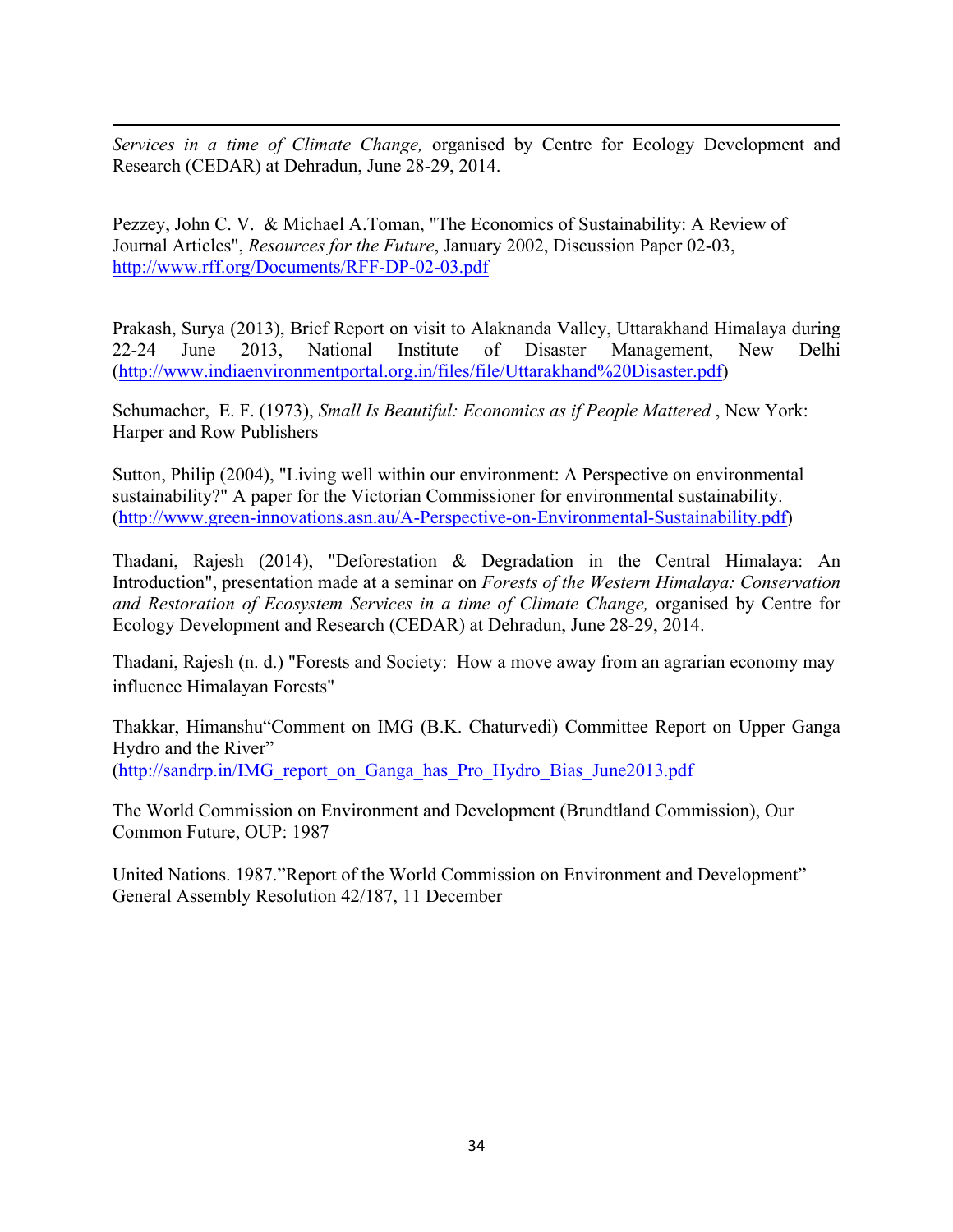*Services in a time of Climate Change,* organised by Centre for Ecology Development and Research (CEDAR) at Dehradun, June 28-29, 2014.

Pezzey, John C. V. & Michael A.Toman, "The Economics of Sustainability: A Review of Journal Articles", *Resources for the Future*, January 2002, Discussion Paper 02-03, http://www.rff.org/Documents/RFF-DP-02-03.pdf

Prakash, Surya (2013), Brief Report on visit to Alaknanda Valley, Uttarakhand Himalaya during 22-24 June 2013, National Institute of Disaster Management, New Delhi (http://www.indiaenvironmentportal.org.in/files/file/Uttarakhand%20Disaster.pdf)

Schumacher, E. F. (1973), *Small Is Beautiful: Economics as if People Mattered* , New York: Harper and Row Publishers

Sutton, Philip (2004), "Living well within our environment: A Perspective on environmental sustainability?" A paper for the Victorian Commissioner for environmental sustainability. (http://www.green-innovations.asn.au/A-Perspective-on-Environmental-Sustainability.pdf)

Thadani, Rajesh (2014), "Deforestation & Degradation in the Central Himalaya: An Introduction", presentation made at a seminar on *Forests of the Western Himalaya: Conservation and Restoration of Ecosystem Services in a time of Climate Change,* organised by Centre for Ecology Development and Research (CEDAR) at Dehradun, June 28-29, 2014.

Thadani, Rajesh (n. d.) "Forests and Society: How a move away from an agrarian economy may influence Himalayan Forests"

Thakkar, Himanshu"Comment on IMG (B.K. Chaturvedi) Committee Report on Upper Ganga Hydro and the River" (http://sandrp.in/IMG_report_on_Ganga_has_Pro_Hydro_Bias_June2013.pdf

The World Commission on Environment and Development (Brundtland Commission), Our Common Future, OUP: 1987

United Nations. 1987."Report of the World Commission on Environment and Development" General Assembly Resolution 42/187, 11 December